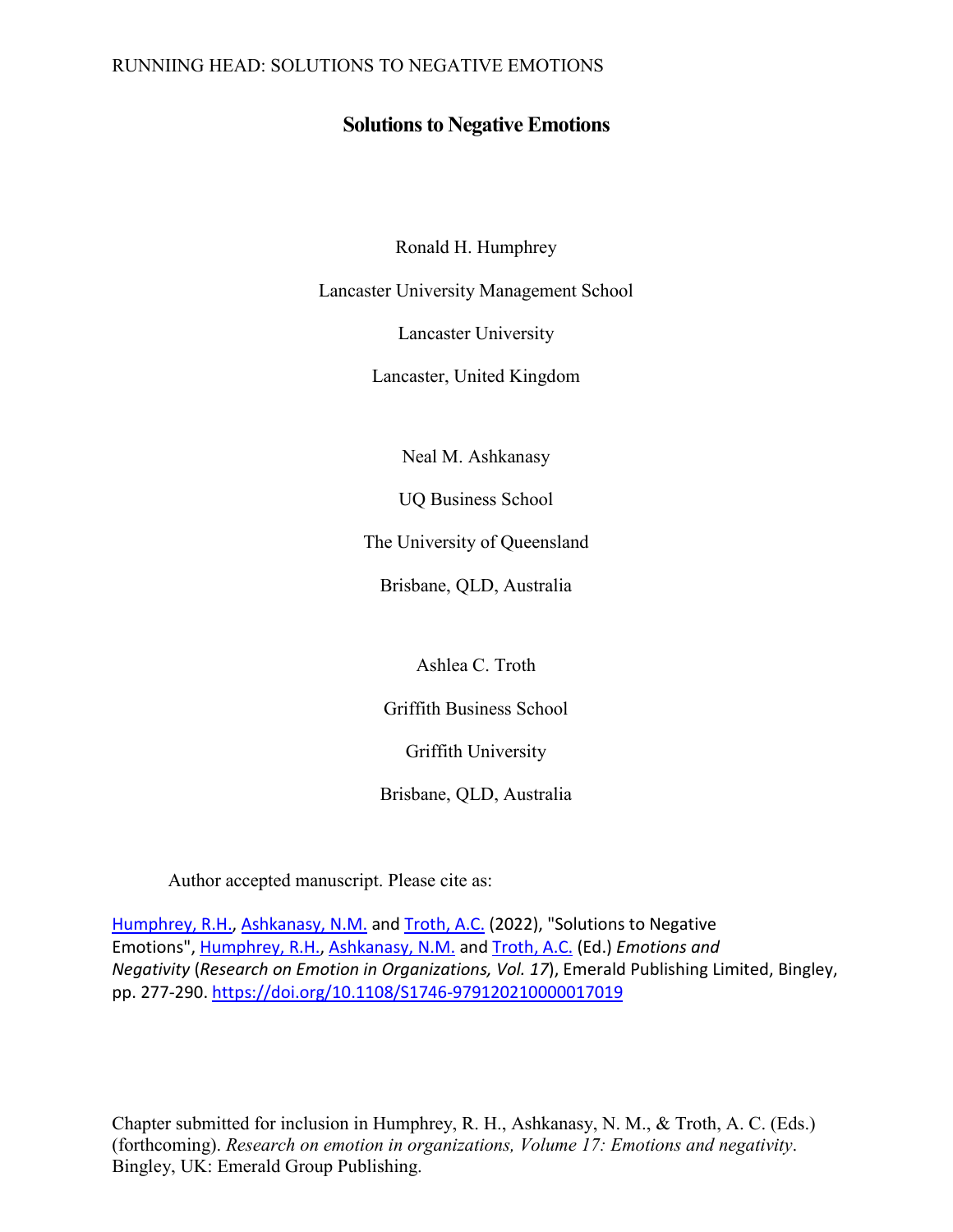# Solutions to Negative Emotions

Ronald H. Humphrey

Lancaster University Management School

Lancaster University

Lancaster, United Kingdom

Neal M. Ashkanasy

UQ Business School

The University of Queensland

Brisbane, QLD, Australia

Ashlea C. Troth

Griffith Business School

Griffith University

Brisbane, QLD, Australia

Author accepted manuscript. Please cite as:

Humphrey, R.H., Ashkanasy, N.M. and Troth, A.C. (2022), "Solutions to Negative Emotions", Humphrey, R.H., Ashkanasy, N.M. and Troth, A.C. (Ed.) *Emotions and Negativity* (*Research on Emotion in Organizations, Vol. 17*), Emerald Publishing Limited, Bingley, pp. 277-290. https://doi.org/10.1108/S1746-979120210000017019

Chapter submitted for inclusion in Humphrey, R. H., Ashkanasy, N. M., & Troth, A. C. (Eds.) (forthcoming). *Research on emotion in organizations, Volume 17: Emotions and negativity*. Bingley, UK: Emerald Group Publishing.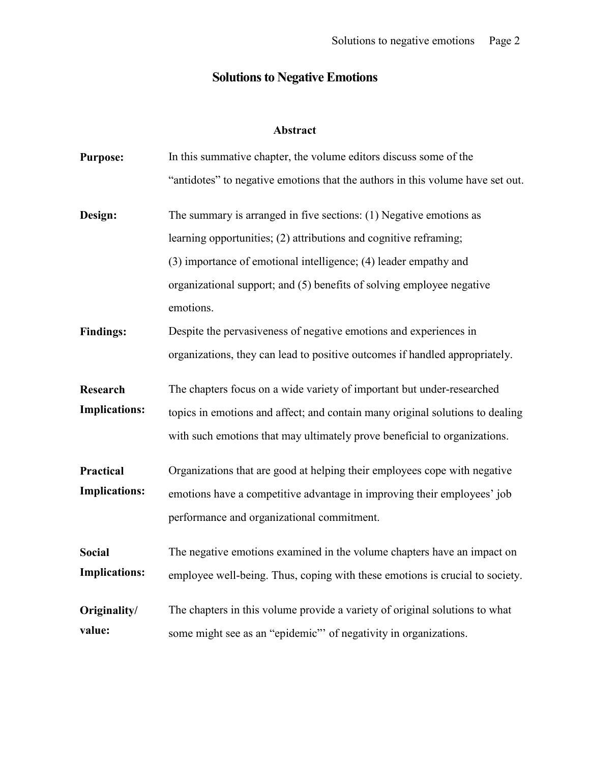# Solutions to Negative Emotions

## Abstract

**Purpose:** In this summative chapter, the volume editors discuss some of the "antidotes" to negative emotions that the authors in this volume have set out.

**Design:** The summary is arranged in five sections: (1) Negative emotions as learning opportunities; (2) attributions and cognitive reframing; (3) importance of emotional intelligence; (4) leader empathy and organizational support; and (5) benefits of solving employee negative emotions.

**Findings:** Despite the pervasiveness of negative emotions and experiences in organizations, they can lead to positive outcomes if handled appropriately.

**Research Implications:** The chapters focus on a wide variety of important but under-researched topics in emotions and affect; and contain many original solutions to dealing with such emotions that may ultimately prove beneficial to organizations.

**Practical Implications:** Organizations that are good at helping their employees cope with negative emotions have a competitive advantage in improving their employees' job performance and organizational commitment.

**Social Implications:** The negative emotions examined in the volume chapters have an impact on employee well-being. Thus, coping with these emotions is crucial to society.

**Originality/ value:** The chapters in this volume provide a variety of original solutions to what some might see as an "epidemic"' of negativity in organizations.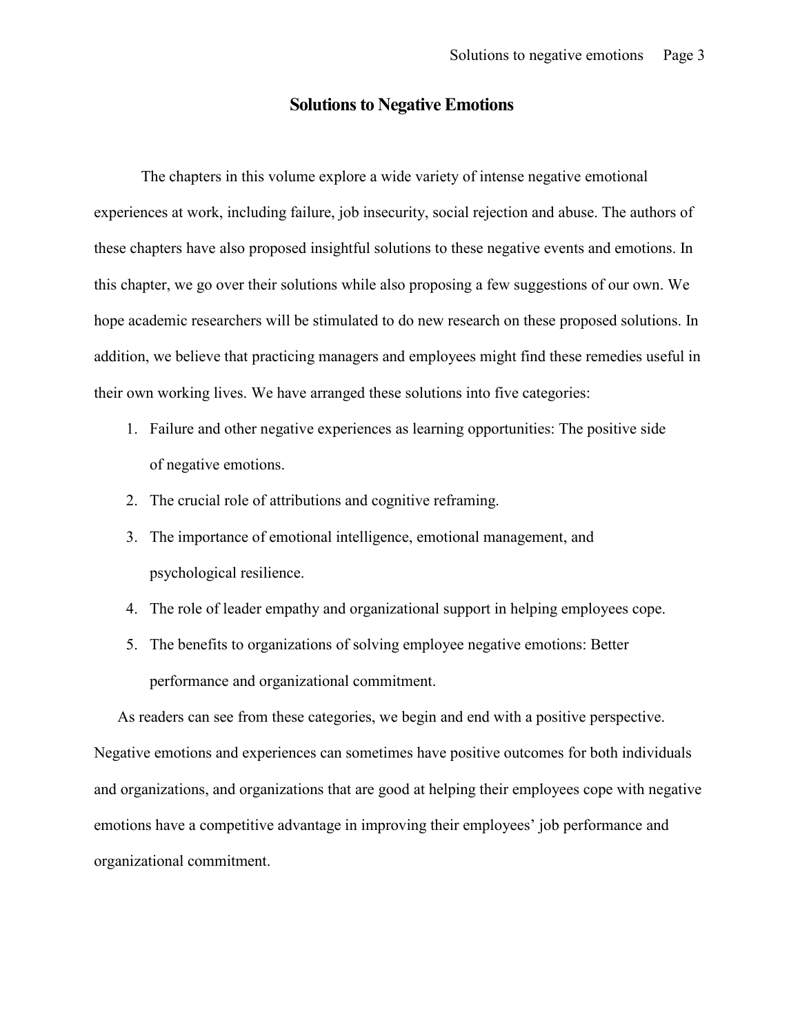# Solutions to Negative Emotions

The chapters in this volume explore a wide variety of intense negative emotional experiences at work, including failure, job insecurity, social rejection and abuse. The authors of these chapters have also proposed insightful solutions to these negative events and emotions. In this chapter, we go over their solutions while also proposing a few suggestions of our own. We hope academic researchers will be stimulated to do new research on these proposed solutions. In addition, we believe that practicing managers and employees might find these remedies useful in their own working lives. We have arranged these solutions into five categories:

1. Failure and other negative experiences as learning opportunities: The positive side of negative emotions.
2. The crucial role of attributions and cognitive reframing.
3. The importance of emotional intelligence, emotional management, and psychological resilience.
4. The role of leader empathy and organizational support in helping employees cope.
5. The benefits to organizations of solving employee negative emotions: Better performance and organizational commitment.

As readers can see from these categories, we begin and end with a positive perspective. Negative emotions and experiences can sometimes have positive outcomes for both individuals and organizations, and organizations that are good at helping their employees cope with negative emotions have a competitive advantage in improving their employees' job performance and organizational commitment.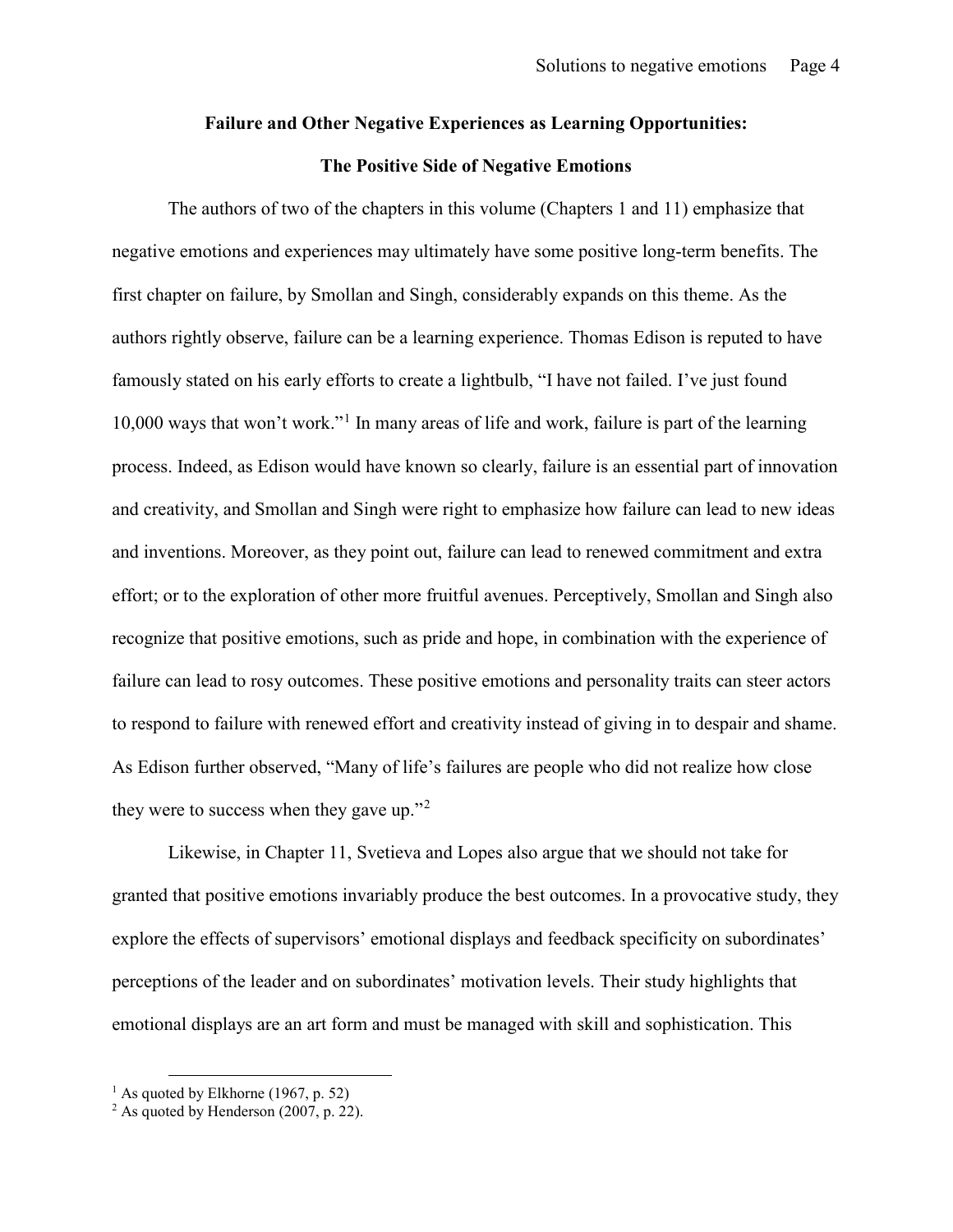## Failure and Other Negative Experiences as Learning Opportunities:

## The Positive Side of Negative Emotions

The authors of two of the chapters in this volume (Chapters 1 and 11) emphasize that negative emotions and experiences may ultimately have some positive long-term benefits. The first chapter on failure, by Smollan and Singh, considerably expands on this theme. As the authors rightly observe, failure can be a learning experience. Thomas Edison is reputed to have famously stated on his early efforts to create a lightbulb, "I have not failed. I've just found 10,000 ways that won't work."[1] In many areas of life and work, failure is part of the learning process. Indeed, as Edison would have known so clearly, failure is an essential part of innovation and creativity, and Smollan and Singh were right to emphasize how failure can lead to new ideas and inventions. Moreover, as they point out, failure can lead to renewed commitment and extra effort; or to the exploration of other more fruitful avenues. Perceptively, Smollan and Singh also recognize that positive emotions, such as pride and hope, in combination with the experience of failure can lead to rosy outcomes. These positive emotions and personality traits can steer actors to respond to failure with renewed effort and creativity instead of giving in to despair and shame. As Edison further observed, "Many of life's failures are people who did not realize how close they were to success when they gave up."[2]

Likewise, in Chapter 11, Svetieva and Lopes also argue that we should not take for granted that positive emotions invariably produce the best outcomes. In a provocative study, they explore the effects of supervisors' emotional displays and feedback specificity on subordinates' perceptions of the leader and on subordinates' motivation levels. Their study highlights that emotional displays are an art form and must be managed with skill and sophistication. This

---

[1] As quoted by Elkhorne (1967, p. 52)

[2] As quoted by Henderson (2007, p. 22).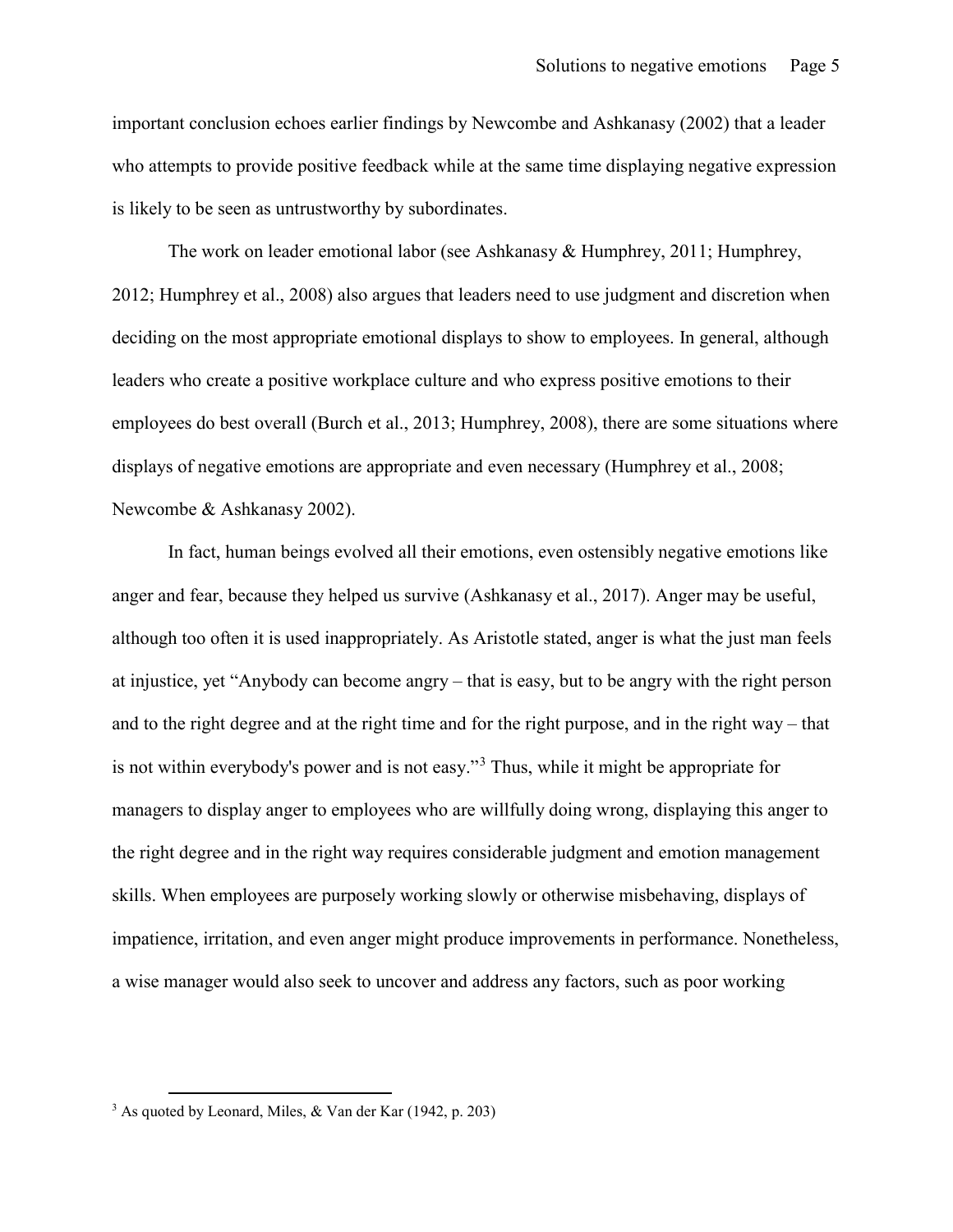important conclusion echoes earlier findings by Newcombe and Ashkanasy (2002) that a leader who attempts to provide positive feedback while at the same time displaying negative expression is likely to be seen as untrustworthy by subordinates.

The work on leader emotional labor (see Ashkanasy & Humphrey, 2011; Humphrey, 2012; Humphrey et al., 2008) also argues that leaders need to use judgment and discretion when deciding on the most appropriate emotional displays to show to employees. In general, although leaders who create a positive workplace culture and who express positive emotions to their employees do best overall (Burch et al., 2013; Humphrey, 2008), there are some situations where displays of negative emotions are appropriate and even necessary (Humphrey et al., 2008; Newcombe & Ashkanasy 2002).

In fact, human beings evolved all their emotions, even ostensibly negative emotions like anger and fear, because they helped us survive (Ashkanasy et al., 2017). Anger may be useful, although too often it is used inappropriately. As Aristotle stated, anger is what the just man feels at injustice, yet "Anybody can become angry – that is easy, but to be angry with the right person and to the right degree and at the right time and for the right purpose, and in the right way – that is not within everybody's power and is not easy."[3] Thus, while it might be appropriate for managers to display anger to employees who are willfully doing wrong, displaying this anger to the right degree and in the right way requires considerable judgment and emotion management skills. When employees are purposely working slowly or otherwise misbehaving, displays of impatience, irritation, and even anger might produce improvements in performance. Nonetheless, a wise manager would also seek to uncover and address any factors, such as poor working

[3] As quoted by Leonard, Miles, & Van der Kar (1942, p. 203)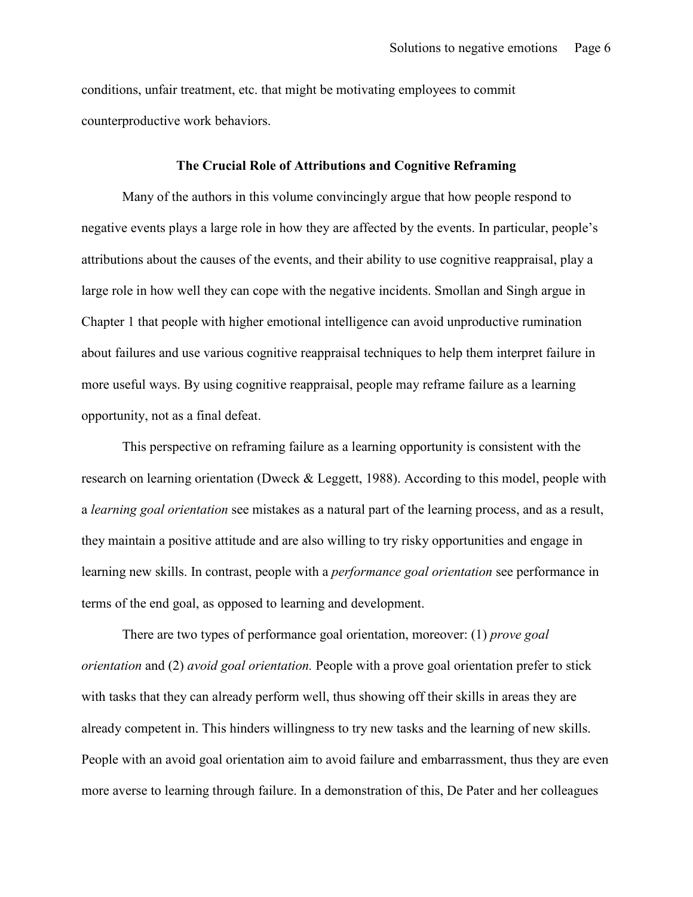conditions, unfair treatment, etc. that might be motivating employees to commit counterproductive work behaviors.

## The Crucial Role of Attributions and Cognitive Reframing

Many of the authors in this volume convincingly argue that how people respond to negative events plays a large role in how they are affected by the events. In particular, people's attributions about the causes of the events, and their ability to use cognitive reappraisal, play a large role in how well they can cope with the negative incidents. Smollan and Singh argue in Chapter 1 that people with higher emotional intelligence can avoid unproductive rumination about failures and use various cognitive reappraisal techniques to help them interpret failure in more useful ways. By using cognitive reappraisal, people may reframe failure as a learning opportunity, not as a final defeat.

This perspective on reframing failure as a learning opportunity is consistent with the research on learning orientation (Dweck & Leggett, 1988). According to this model, people with a *learning goal orientation* see mistakes as a natural part of the learning process, and as a result, they maintain a positive attitude and are also willing to try risky opportunities and engage in learning new skills. In contrast, people with a *performance goal orientation* see performance in terms of the end goal, as opposed to learning and development.

There are two types of performance goal orientation, moreover: (1) *prove goal orientation* and (2) *avoid goal orientation.* People with a prove goal orientation prefer to stick with tasks that they can already perform well, thus showing off their skills in areas they are already competent in. This hinders willingness to try new tasks and the learning of new skills. People with an avoid goal orientation aim to avoid failure and embarrassment, thus they are even more averse to learning through failure. In a demonstration of this, De Pater and her colleagues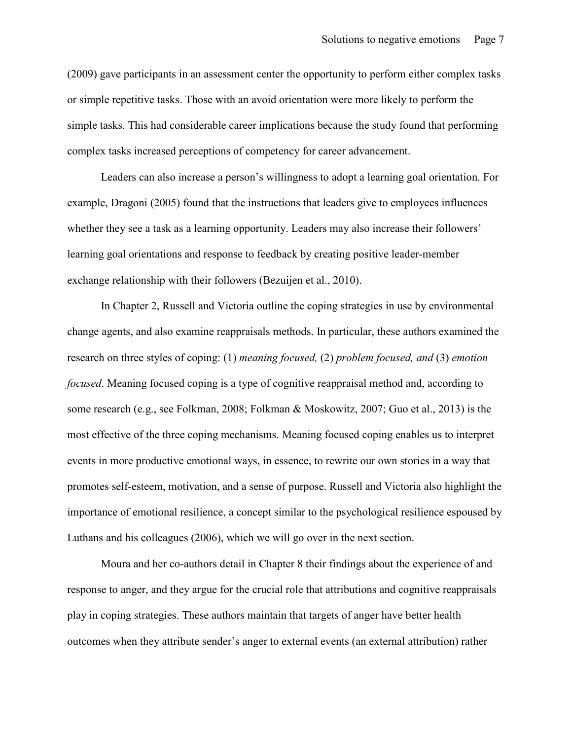(2009) gave participants in an assessment center the opportunity to perform either complex tasks or simple repetitive tasks. Those with an avoid orientation were more likely to perform the simple tasks. This had considerable career implications because the study found that performing complex tasks increased perceptions of competency for career advancement.

Leaders can also increase a person's willingness to adopt a learning goal orientation. For example, Dragoni (2005) found that the instructions that leaders give to employees influences whether they see a task as a learning opportunity. Leaders may also increase their followers' learning goal orientations and response to feedback by creating positive leader-member exchange relationship with their followers (Bezuijen et al., 2010).

In Chapter 2, Russell and Victoria outline the coping strategies in use by environmental change agents, and also examine reappraisals methods. In particular, these authors examined the research on three styles of coping: (1) *meaning focused,* (2) *problem focused, and* (3) *emotion focused*. Meaning focused coping is a type of cognitive reappraisal method and, according to some research (e.g., see Folkman, 2008; Folkman & Moskowitz, 2007; Guo et al., 2013) is the most effective of the three coping mechanisms. Meaning focused coping enables us to interpret events in more productive emotional ways, in essence, to rewrite our own stories in a way that promotes self-esteem, motivation, and a sense of purpose. Russell and Victoria also highlight the importance of emotional resilience, a concept similar to the psychological resilience espoused by Luthans and his colleagues (2006), which we will go over in the next section.

Moura and her co-authors detail in Chapter 8 their findings about the experience of and response to anger, and they argue for the crucial role that attributions and cognitive reappraisals play in coping strategies. These authors maintain that targets of anger have better health outcomes when they attribute sender's anger to external events (an external attribution) rather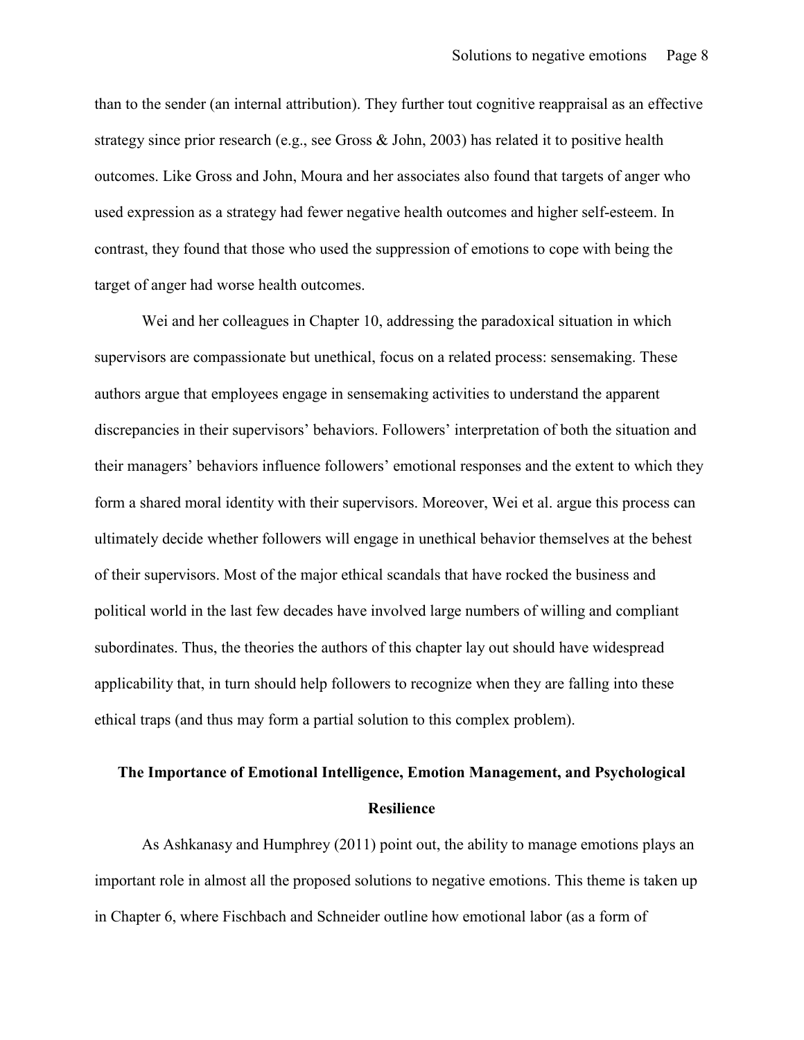than to the sender (an internal attribution). They further tout cognitive reappraisal as an effective strategy since prior research (e.g., see Gross & John, 2003) has related it to positive health outcomes. Like Gross and John, Moura and her associates also found that targets of anger who used expression as a strategy had fewer negative health outcomes and higher self-esteem. In contrast, they found that those who used the suppression of emotions to cope with being the target of anger had worse health outcomes.

Wei and her colleagues in Chapter 10, addressing the paradoxical situation in which supervisors are compassionate but unethical, focus on a related process: sensemaking. These authors argue that employees engage in sensemaking activities to understand the apparent discrepancies in their supervisors' behaviors. Followers' interpretation of both the situation and their managers' behaviors influence followers' emotional responses and the extent to which they form a shared moral identity with their supervisors. Moreover, Wei et al. argue this process can ultimately decide whether followers will engage in unethical behavior themselves at the behest of their supervisors. Most of the major ethical scandals that have rocked the business and political world in the last few decades have involved large numbers of willing and compliant subordinates. Thus, the theories the authors of this chapter lay out should have widespread applicability that, in turn should help followers to recognize when they are falling into these ethical traps (and thus may form a partial solution to this complex problem).

## The Importance of Emotional Intelligence, Emotion Management, and Psychological Resilience

As Ashkanasy and Humphrey (2011) point out, the ability to manage emotions plays an important role in almost all the proposed solutions to negative emotions. This theme is taken up in Chapter 6, where Fischbach and Schneider outline how emotional labor (as a form of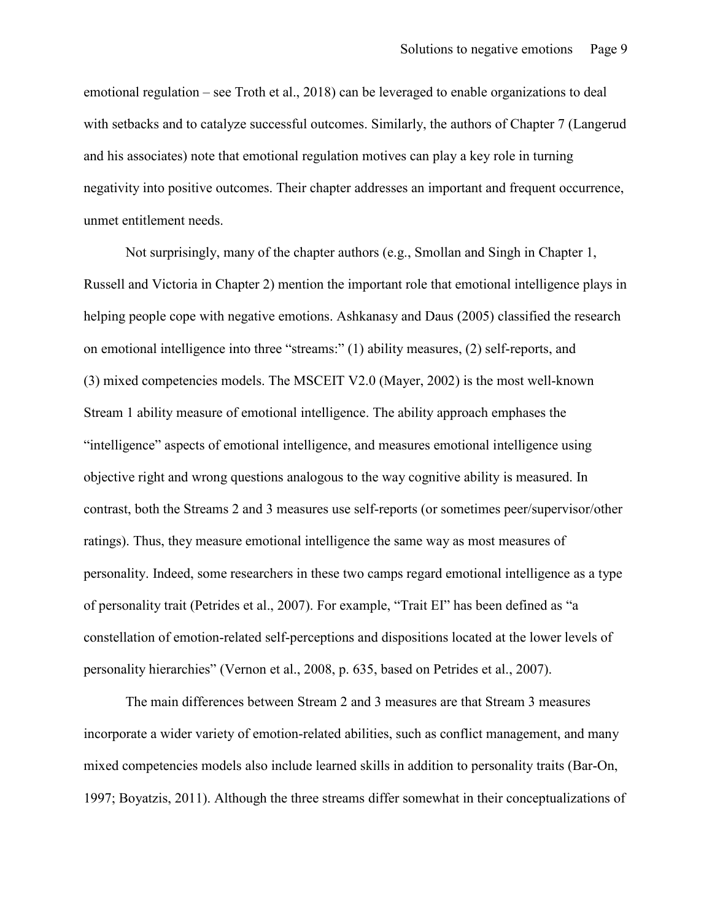emotional regulation – see Troth et al., 2018) can be leveraged to enable organizations to deal with setbacks and to catalyze successful outcomes. Similarly, the authors of Chapter 7 (Langerud and his associates) note that emotional regulation motives can play a key role in turning negativity into positive outcomes. Their chapter addresses an important and frequent occurrence, unmet entitlement needs.

Not surprisingly, many of the chapter authors (e.g., Smollan and Singh in Chapter 1, Russell and Victoria in Chapter 2) mention the important role that emotional intelligence plays in helping people cope with negative emotions. Ashkanasy and Daus (2005) classified the research on emotional intelligence into three "streams:" (1) ability measures, (2) self-reports, and (3) mixed competencies models. The MSCEIT V2.0 (Mayer, 2002) is the most well-known Stream 1 ability measure of emotional intelligence. The ability approach emphases the "intelligence" aspects of emotional intelligence, and measures emotional intelligence using objective right and wrong questions analogous to the way cognitive ability is measured. In contrast, both the Streams 2 and 3 measures use self-reports (or sometimes peer/supervisor/other ratings). Thus, they measure emotional intelligence the same way as most measures of personality. Indeed, some researchers in these two camps regard emotional intelligence as a type of personality trait (Petrides et al., 2007). For example, "Trait EI" has been defined as "a constellation of emotion-related self-perceptions and dispositions located at the lower levels of personality hierarchies" (Vernon et al., 2008, p. 635, based on Petrides et al., 2007).

The main differences between Stream 2 and 3 measures are that Stream 3 measures incorporate a wider variety of emotion-related abilities, such as conflict management, and many mixed competencies models also include learned skills in addition to personality traits (Bar-On, 1997; Boyatzis, 2011). Although the three streams differ somewhat in their conceptualizations of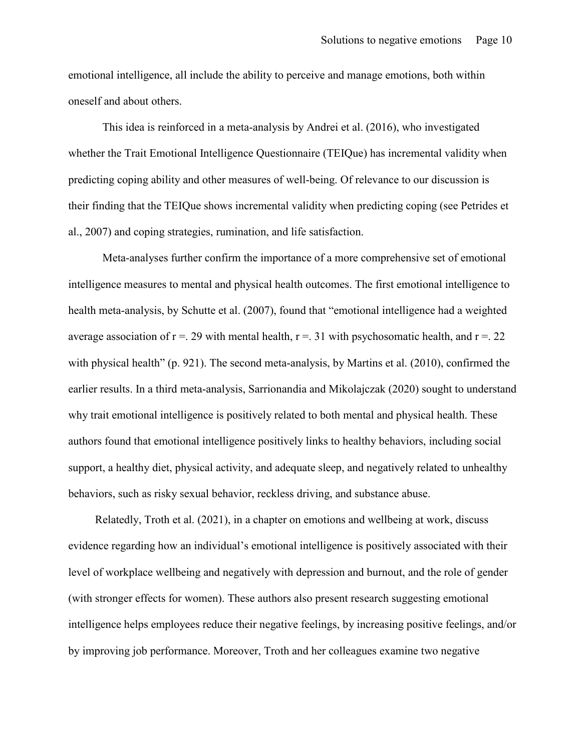emotional intelligence, all include the ability to perceive and manage emotions, both within oneself and about others.

This idea is reinforced in a meta-analysis by Andrei et al. (2016), who investigated whether the Trait Emotional Intelligence Questionnaire (TEIQue) has incremental validity when predicting coping ability and other measures of well-being. Of relevance to our discussion is their finding that the TEIQue shows incremental validity when predicting coping (see Petrides et al., 2007) and coping strategies, rumination, and life satisfaction.

Meta-analyses further confirm the importance of a more comprehensive set of emotional intelligence measures to mental and physical health outcomes. The first emotional intelligence to health meta-analysis, by Schutte et al. (2007), found that "emotional intelligence had a weighted average association of $r = .29$ with mental health, $r = .31$ with psychosomatic health, and $r = .22$ with physical health" (p. 921). The second meta-analysis, by Martins et al. (2010), confirmed the earlier results. In a third meta-analysis, Sarrionandia and Mikolajczak (2020) sought to understand why trait emotional intelligence is positively related to both mental and physical health. These authors found that emotional intelligence positively links to healthy behaviors, including social support, a healthy diet, physical activity, and adequate sleep, and negatively related to unhealthy behaviors, such as risky sexual behavior, reckless driving, and substance abuse.

Relatedly, Troth et al. (2021), in a chapter on emotions and wellbeing at work, discuss evidence regarding how an individual's emotional intelligence is positively associated with their level of workplace wellbeing and negatively with depression and burnout, and the role of gender (with stronger effects for women). These authors also present research suggesting emotional intelligence helps employees reduce their negative feelings, by increasing positive feelings, and/or by improving job performance. Moreover, Troth and her colleagues examine two negative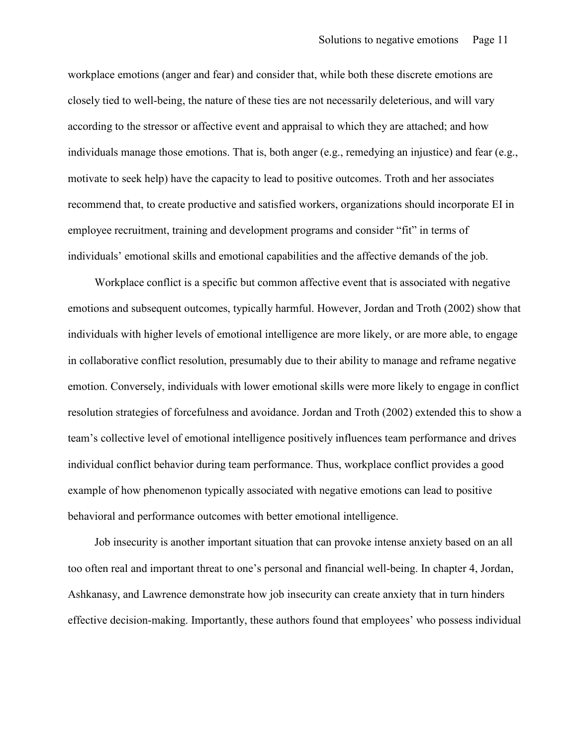workplace emotions (anger and fear) and consider that, while both these discrete emotions are closely tied to well-being, the nature of these ties are not necessarily deleterious, and will vary according to the stressor or affective event and appraisal to which they are attached; and how individuals manage those emotions. That is, both anger (e.g., remedying an injustice) and fear (e.g., motivate to seek help) have the capacity to lead to positive outcomes. Troth and her associates recommend that, to create productive and satisfied workers, organizations should incorporate EI in employee recruitment, training and development programs and consider "fit" in terms of individuals' emotional skills and emotional capabilities and the affective demands of the job.

Workplace conflict is a specific but common affective event that is associated with negative emotions and subsequent outcomes, typically harmful. However, Jordan and Troth (2002) show that individuals with higher levels of emotional intelligence are more likely, or are more able, to engage in collaborative conflict resolution, presumably due to their ability to manage and reframe negative emotion. Conversely, individuals with lower emotional skills were more likely to engage in conflict resolution strategies of forcefulness and avoidance. Jordan and Troth (2002) extended this to show a team's collective level of emotional intelligence positively influences team performance and drives individual conflict behavior during team performance. Thus, workplace conflict provides a good example of how phenomenon typically associated with negative emotions can lead to positive behavioral and performance outcomes with better emotional intelligence.

Job insecurity is another important situation that can provoke intense anxiety based on an all too often real and important threat to one's personal and financial well-being. In chapter 4, Jordan, Ashkanasy, and Lawrence demonstrate how job insecurity can create anxiety that in turn hinders effective decision-making. Importantly, these authors found that employees' who possess individual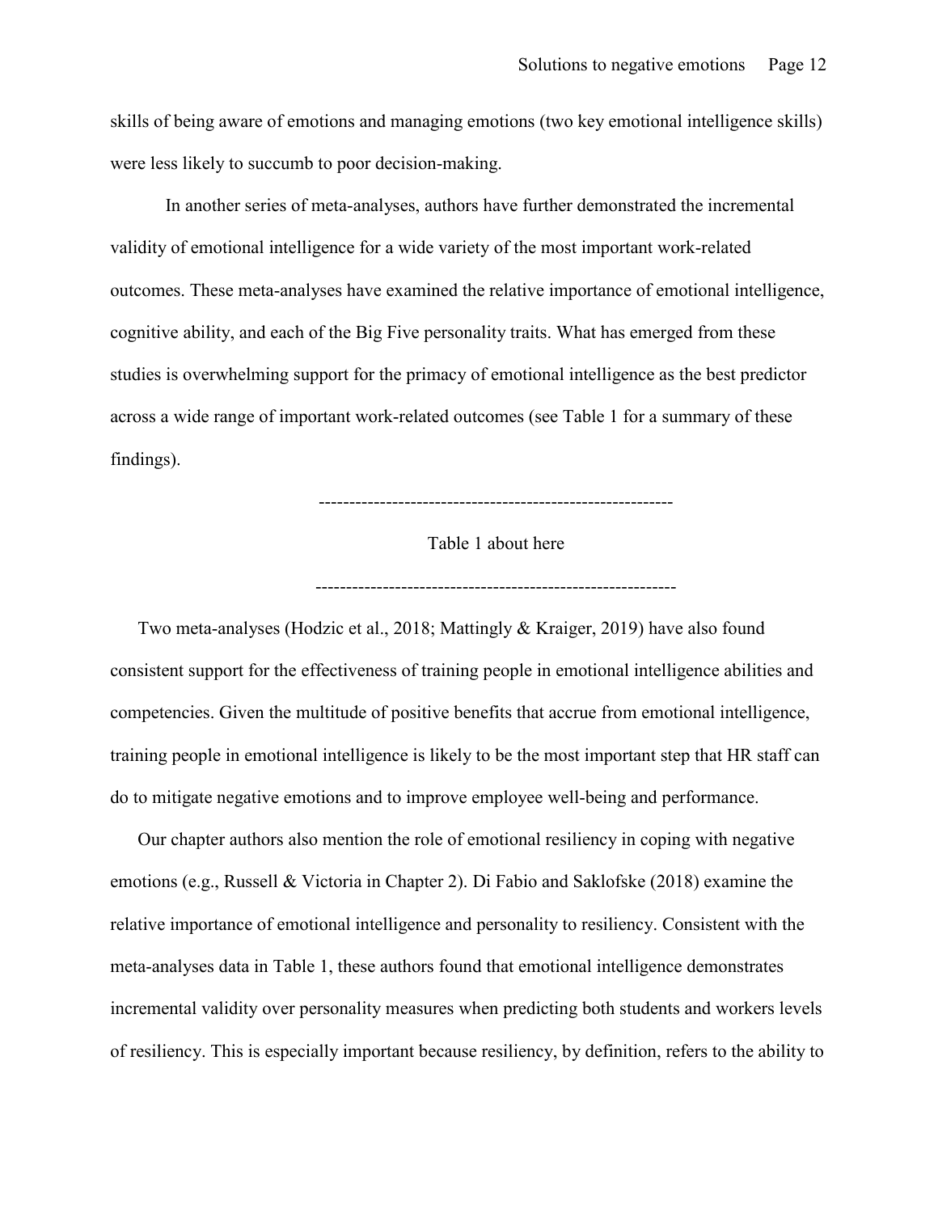skills of being aware of emotions and managing emotions (two key emotional intelligence skills) were less likely to succumb to poor decision-making.

In another series of meta-analyses, authors have further demonstrated the incremental validity of emotional intelligence for a wide variety of the most important work-related outcomes. These meta-analyses have examined the relative importance of emotional intelligence, cognitive ability, and each of the Big Five personality traits. What has emerged from these studies is overwhelming support for the primacy of emotional intelligence as the best predictor across a wide range of important work-related outcomes (see Table 1 for a summary of these findings).

----------------------------------------------------------

Table 1 about here

-----------------------------------------------------------

Two meta-analyses (Hodzic et al., 2018; Mattingly & Kraiger, 2019) have also found consistent support for the effectiveness of training people in emotional intelligence abilities and competencies. Given the multitude of positive benefits that accrue from emotional intelligence, training people in emotional intelligence is likely to be the most important step that HR staff can do to mitigate negative emotions and to improve employee well-being and performance.

Our chapter authors also mention the role of emotional resiliency in coping with negative emotions (e.g., Russell & Victoria in Chapter 2). Di Fabio and Saklofske (2018) examine the relative importance of emotional intelligence and personality to resiliency. Consistent with the meta-analyses data in Table 1, these authors found that emotional intelligence demonstrates incremental validity over personality measures when predicting both students and workers levels of resiliency. This is especially important because resiliency, by definition, refers to the ability to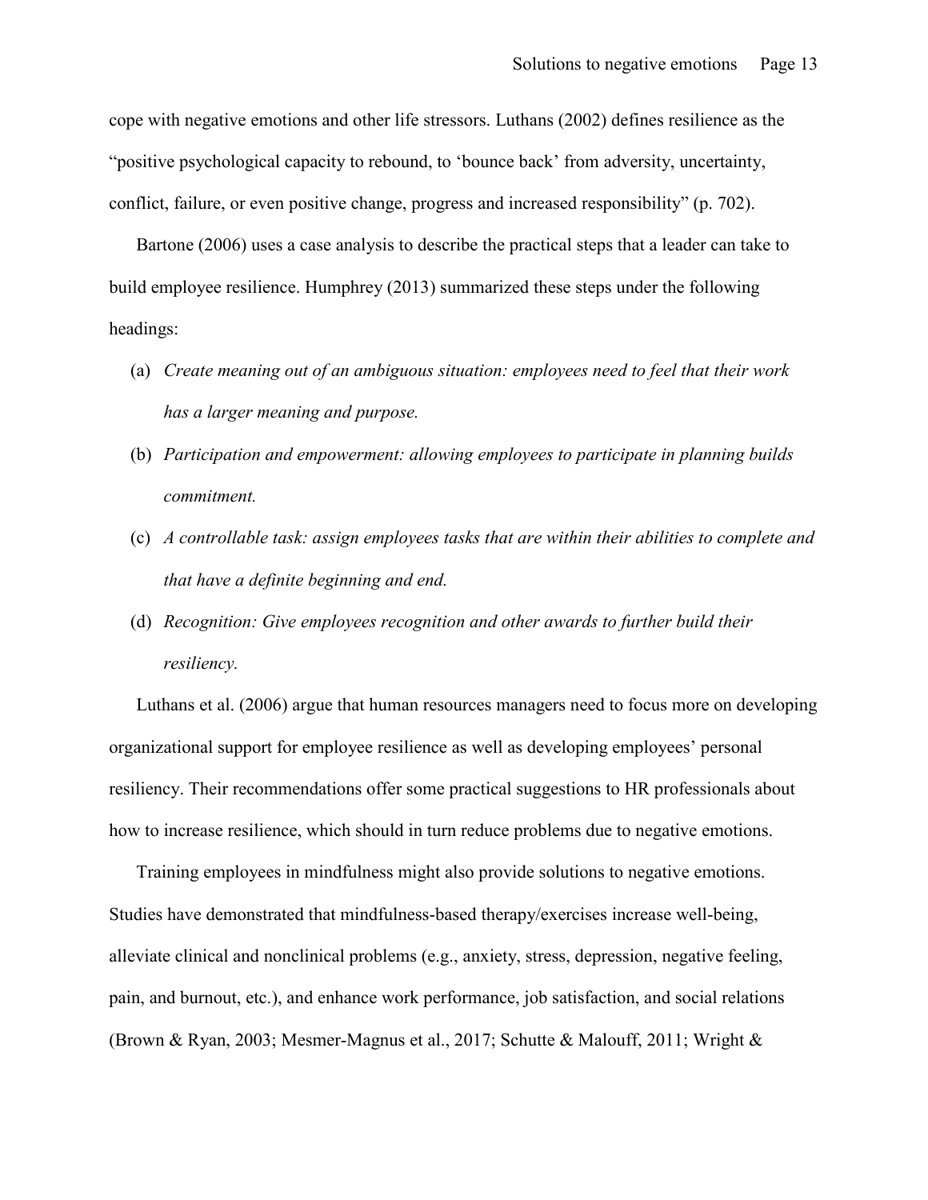cope with negative emotions and other life stressors. Luthans (2002) defines resilience as the "positive psychological capacity to rebound, to 'bounce back' from adversity, uncertainty, conflict, failure, or even positive change, progress and increased responsibility" (p. 702).

Bartone (2006) uses a case analysis to describe the practical steps that a leader can take to build employee resilience. Humphrey (2013) summarized these steps under the following headings:

(a) *Create meaning out of an ambiguous situation: employees need to feel that their work has a larger meaning and purpose.*

(b) *Participation and empowerment: allowing employees to participate in planning builds commitment.*

(c) *A controllable task: assign employees tasks that are within their abilities to complete and that have a definite beginning and end.*

(d) *Recognition: Give employees recognition and other awards to further build their resiliency.*

Luthans et al. (2006) argue that human resources managers need to focus more on developing organizational support for employee resilience as well as developing employees' personal resiliency. Their recommendations offer some practical suggestions to HR professionals about how to increase resilience, which should in turn reduce problems due to negative emotions.

Training employees in mindfulness might also provide solutions to negative emotions. Studies have demonstrated that mindfulness-based therapy/exercises increase well-being, alleviate clinical and nonclinical problems (e.g., anxiety, stress, depression, negative feeling, pain, and burnout, etc.), and enhance work performance, job satisfaction, and social relations (Brown & Ryan, 2003; Mesmer-Magnus et al., 2017; Schutte & Malouff, 2011; Wright &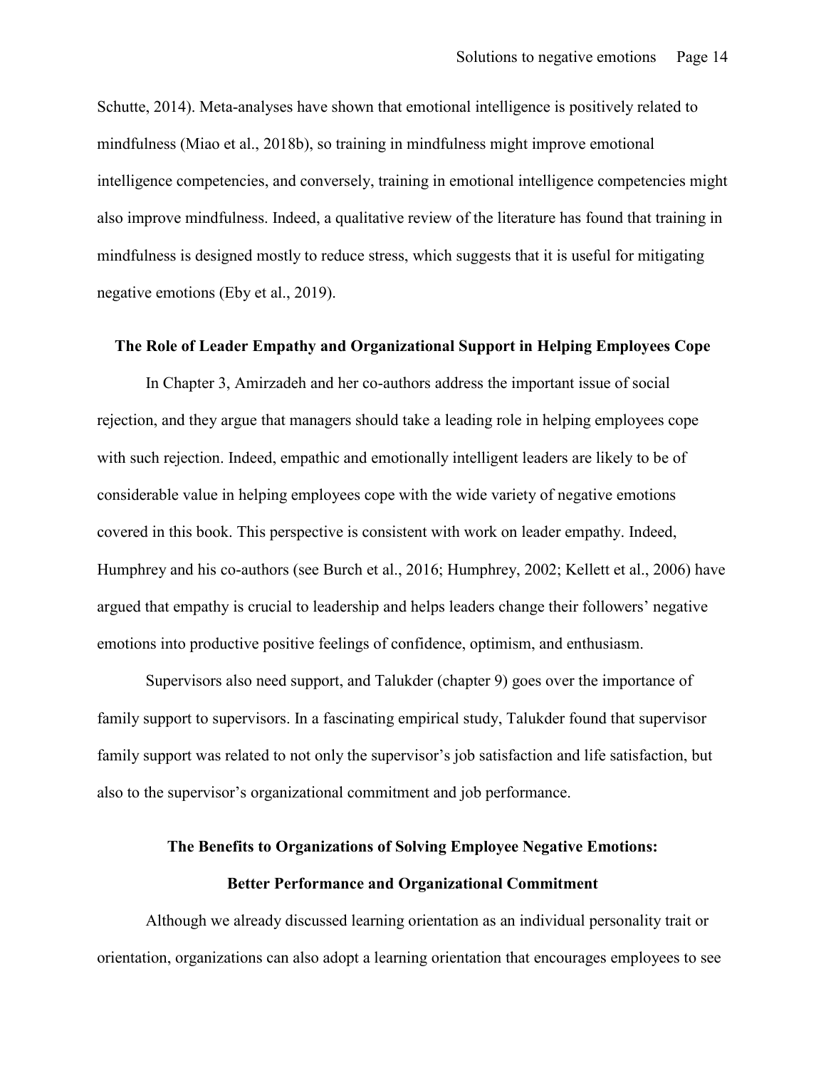Schutte, 2014). Meta-analyses have shown that emotional intelligence is positively related to mindfulness (Miao et al., 2018b), so training in mindfulness might improve emotional intelligence competencies, and conversely, training in emotional intelligence competencies might also improve mindfulness. Indeed, a qualitative review of the literature has found that training in mindfulness is designed mostly to reduce stress, which suggests that it is useful for mitigating negative emotions (Eby et al., 2019).

## The Role of Leader Empathy and Organizational Support in Helping Employees Cope

In Chapter 3, Amirzadeh and her co-authors address the important issue of social rejection, and they argue that managers should take a leading role in helping employees cope with such rejection. Indeed, empathic and emotionally intelligent leaders are likely to be of considerable value in helping employees cope with the wide variety of negative emotions covered in this book. This perspective is consistent with work on leader empathy. Indeed, Humphrey and his co-authors (see Burch et al., 2016; Humphrey, 2002; Kellett et al., 2006) have argued that empathy is crucial to leadership and helps leaders change their followers' negative emotions into productive positive feelings of confidence, optimism, and enthusiasm.

Supervisors also need support, and Talukder (chapter 9) goes over the importance of family support to supervisors. In a fascinating empirical study, Talukder found that supervisor family support was related to not only the supervisor's job satisfaction and life satisfaction, but also to the supervisor's organizational commitment and job performance.

## The Benefits to Organizations of Solving Employee Negative Emotions: Better Performance and Organizational Commitment

Although we already discussed learning orientation as an individual personality trait or orientation, organizations can also adopt a learning orientation that encourages employees to see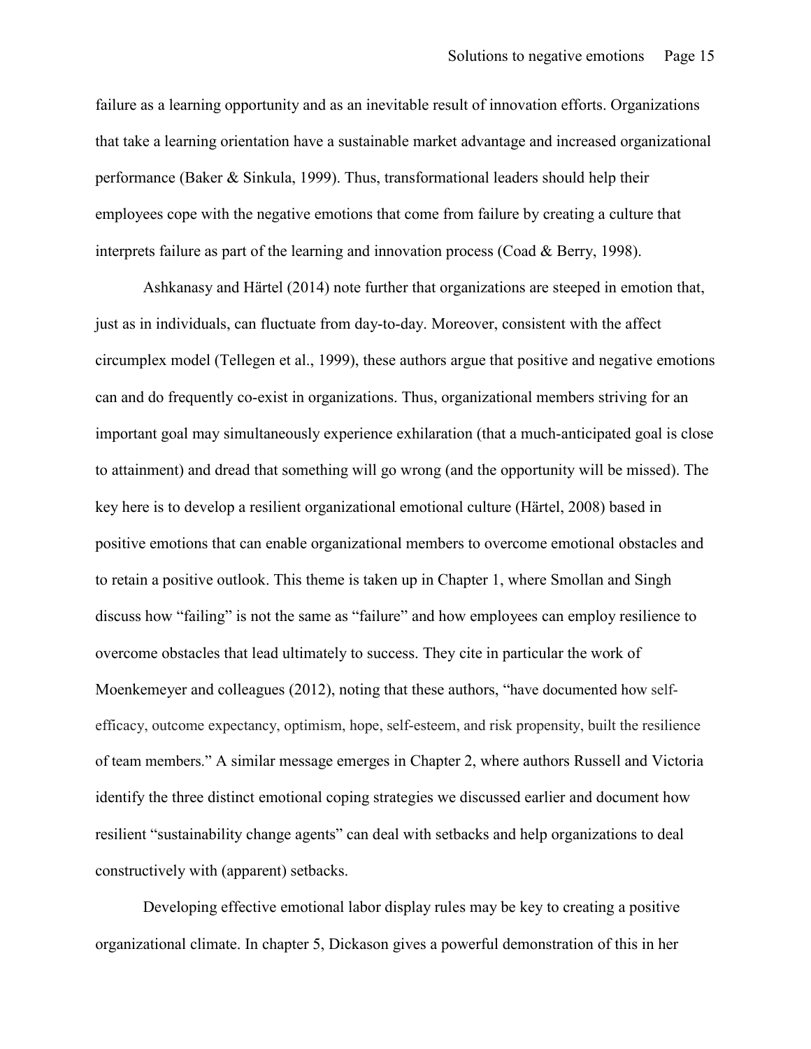failure as a learning opportunity and as an inevitable result of innovation efforts. Organizations that take a learning orientation have a sustainable market advantage and increased organizational performance (Baker & Sinkula, 1999). Thus, transformational leaders should help their employees cope with the negative emotions that come from failure by creating a culture that interprets failure as part of the learning and innovation process (Coad & Berry, 1998).

Ashkanasy and Härtel (2014) note further that organizations are steeped in emotion that, just as in individuals, can fluctuate from day-to-day. Moreover, consistent with the affect circumplex model (Tellegen et al., 1999), these authors argue that positive and negative emotions can and do frequently co-exist in organizations. Thus, organizational members striving for an important goal may simultaneously experience exhilaration (that a much-anticipated goal is close to attainment) and dread that something will go wrong (and the opportunity will be missed). The key here is to develop a resilient organizational emotional culture (Härtel, 2008) based in positive emotions that can enable organizational members to overcome emotional obstacles and to retain a positive outlook. This theme is taken up in Chapter 1, where Smollan and Singh discuss how "failing" is not the same as "failure" and how employees can employ resilience to overcome obstacles that lead ultimately to success. They cite in particular the work of Moenkemeyer and colleagues (2012), noting that these authors, "have documented how self-efficacy, outcome expectancy, optimism, hope, self-esteem, and risk propensity, built the resilience of team members." A similar message emerges in Chapter 2, where authors Russell and Victoria identify the three distinct emotional coping strategies we discussed earlier and document how resilient "sustainability change agents" can deal with setbacks and help organizations to deal constructively with (apparent) setbacks.

Developing effective emotional labor display rules may be key to creating a positive organizational climate. In chapter 5, Dickason gives a powerful demonstration of this in her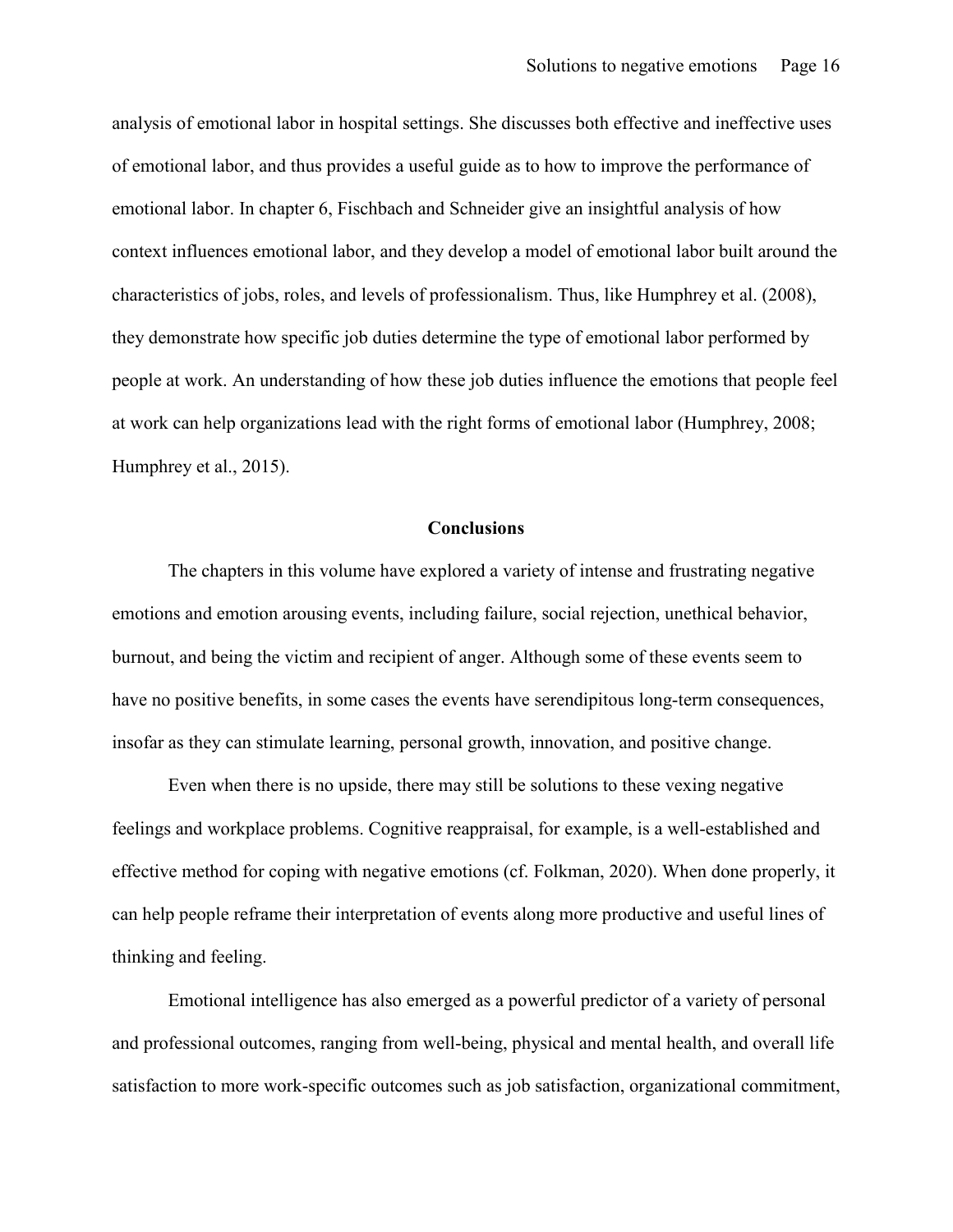analysis of emotional labor in hospital settings. She discusses both effective and ineffective uses of emotional labor, and thus provides a useful guide as to how to improve the performance of emotional labor. In chapter 6, Fischbach and Schneider give an insightful analysis of how context influences emotional labor, and they develop a model of emotional labor built around the characteristics of jobs, roles, and levels of professionalism. Thus, like Humphrey et al. (2008), they demonstrate how specific job duties determine the type of emotional labor performed by people at work. An understanding of how these job duties influence the emotions that people feel at work can help organizations lead with the right forms of emotional labor (Humphrey, 2008; Humphrey et al., 2015).

## Conclusions

The chapters in this volume have explored a variety of intense and frustrating negative emotions and emotion arousing events, including failure, social rejection, unethical behavior, burnout, and being the victim and recipient of anger. Although some of these events seem to have no positive benefits, in some cases the events have serendipitous long-term consequences, insofar as they can stimulate learning, personal growth, innovation, and positive change.

Even when there is no upside, there may still be solutions to these vexing negative feelings and workplace problems. Cognitive reappraisal, for example, is a well-established and effective method for coping with negative emotions (cf. Folkman, 2020). When done properly, it can help people reframe their interpretation of events along more productive and useful lines of thinking and feeling.

Emotional intelligence has also emerged as a powerful predictor of a variety of personal and professional outcomes, ranging from well-being, physical and mental health, and overall life satisfaction to more work-specific outcomes such as job satisfaction, organizational commitment,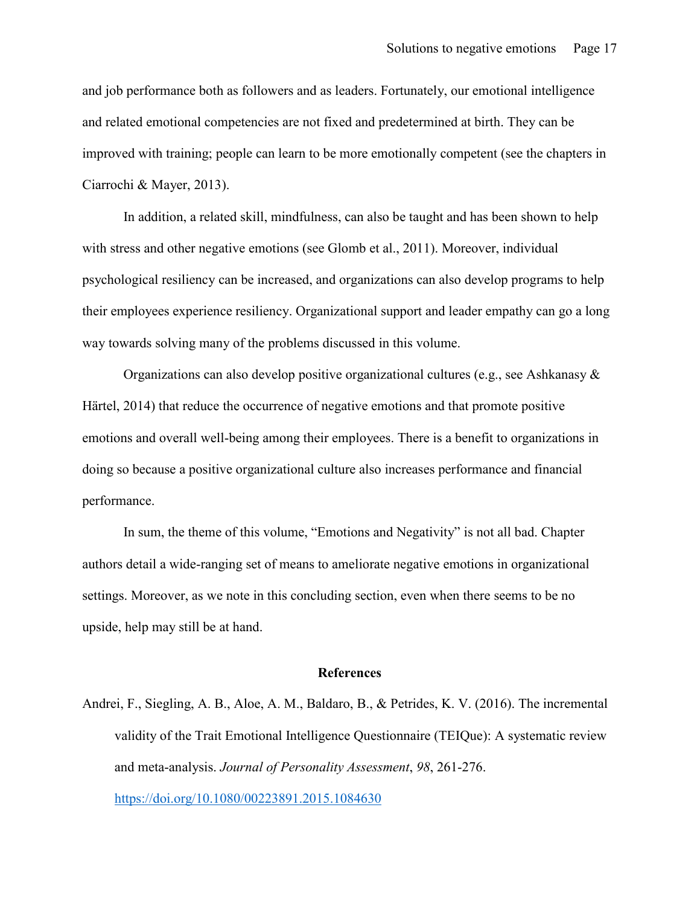and job performance both as followers and as leaders. Fortunately, our emotional intelligence and related emotional competencies are not fixed and predetermined at birth. They can be improved with training; people can learn to be more emotionally competent (see the chapters in Ciarrochi & Mayer, 2013).

In addition, a related skill, mindfulness, can also be taught and has been shown to help with stress and other negative emotions (see Glomb et al., 2011). Moreover, individual psychological resiliency can be increased, and organizations can also develop programs to help their employees experience resiliency. Organizational support and leader empathy can go a long way towards solving many of the problems discussed in this volume.

Organizations can also develop positive organizational cultures (e.g., see Ashkanasy & Härtel, 2014) that reduce the occurrence of negative emotions and that promote positive emotions and overall well-being among their employees. There is a benefit to organizations in doing so because a positive organizational culture also increases performance and financial performance.

In sum, the theme of this volume, "Emotions and Negativity" is not all bad. Chapter authors detail a wide-ranging set of means to ameliorate negative emotions in organizational settings. Moreover, as we note in this concluding section, even when there seems to be no upside, help may still be at hand.

## References

Andrei, F., Siegling, A. B., Aloe, A. M., Baldaro, B., & Petrides, K. V. (2016). The incremental validity of the Trait Emotional Intelligence Questionnaire (TEIQue): A systematic review and meta-analysis. *Journal of Personality Assessment*, *98*, 261-276. https://doi.org/10.1080/00223891.2015.1084630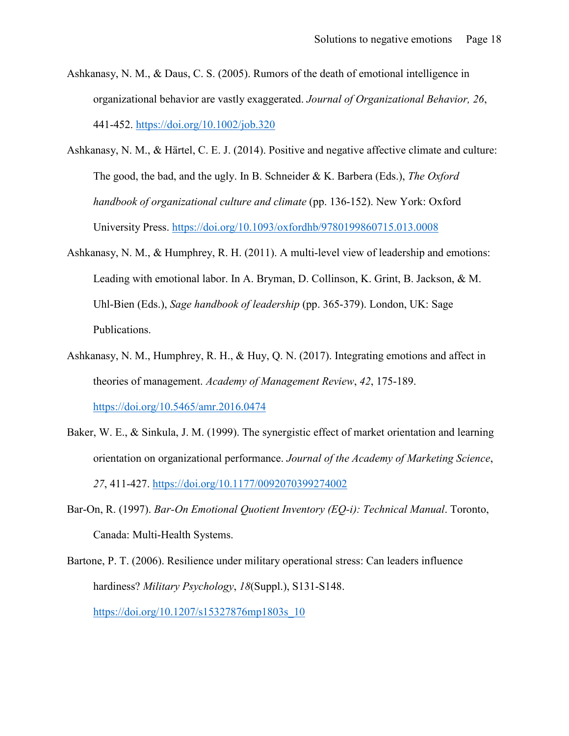Ashkanasy, N. M., & Daus, C. S. (2005). Rumors of the death of emotional intelligence in organizational behavior are vastly exaggerated. *Journal of Organizational Behavior, 26*, 441-452. https://doi.org/10.1002/job.320

Ashkanasy, N. M., & Härtel, C. E. J. (2014). Positive and negative affective climate and culture: The good, the bad, and the ugly. In B. Schneider & K. Barbera (Eds.), *The Oxford handbook of organizational culture and climate* (pp. 136-152). New York: Oxford University Press. https://doi.org/10.1093/oxfordhb/9780199860715.013.0008

Ashkanasy, N. M., & Humphrey, R. H. (2011). A multi-level view of leadership and emotions: Leading with emotional labor. In A. Bryman, D. Collinson, K. Grint, B. Jackson, & M. Uhl-Bien (Eds.), *Sage handbook of leadership* (pp. 365-379). London, UK: Sage Publications.

Ashkanasy, N. M., Humphrey, R. H., & Huy, Q. N. (2017). Integrating emotions and affect in theories of management. *Academy of Management Review*, *42*, 175-189. https://doi.org/10.5465/amr.2016.0474

Baker, W. E., & Sinkula, J. M. (1999). The synergistic effect of market orientation and learning orientation on organizational performance. *Journal of the Academy of Marketing Science*, *27*, 411-427. https://doi.org/10.1177/0092070399274002

Bar-On, R. (1997). *Bar-On Emotional Quotient Inventory (EQ-i): Technical Manual*. Toronto, Canada: Multi-Health Systems.

Bartone, P. T. (2006). Resilience under military operational stress: Can leaders influence hardiness? *Military Psychology*, *18*(Suppl.), S131-S148. https://doi.org/10.1207/s15327876mp1803s_10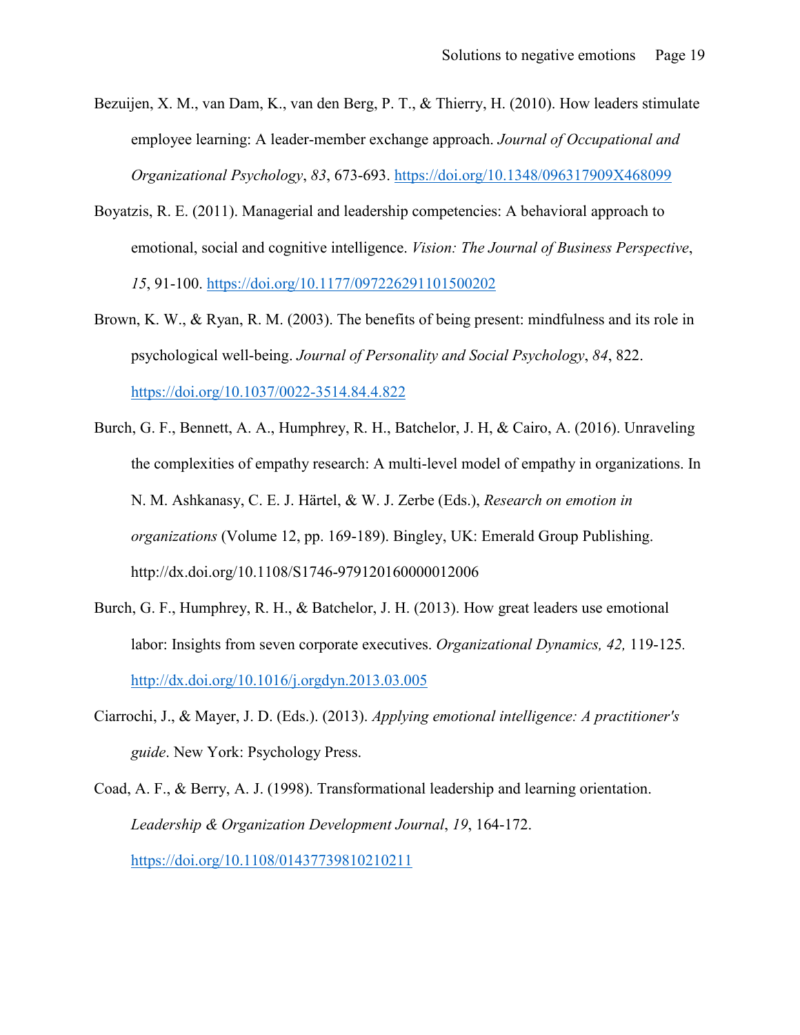Bezuijen, X. M., van Dam, K., van den Berg, P. T., & Thierry, H. (2010). How leaders stimulate employee learning: A leader-member exchange approach. *Journal of Occupational and Organizational Psychology*, *83*, 673-693. https://doi.org/10.1348/096317909X468099

Boyatzis, R. E. (2011). Managerial and leadership competencies: A behavioral approach to emotional, social and cognitive intelligence. *Vision: The Journal of Business Perspective*, *15*, 91-100. https://doi.org/10.1177/097226291101500202

Brown, K. W., & Ryan, R. M. (2003). The benefits of being present: mindfulness and its role in psychological well-being. *Journal of Personality and Social Psychology*, *84*, 822. https://doi.org/10.1037/0022-3514.84.4.822

Burch, G. F., Bennett, A. A., Humphrey, R. H., Batchelor, J. H, & Cairo, A. (2016). Unraveling the complexities of empathy research: A multi-level model of empathy in organizations. In N. M. Ashkanasy, C. E. J. Härtel, & W. J. Zerbe (Eds.), *Research on emotion in organizations* (Volume 12, pp. 169-189). Bingley, UK: Emerald Group Publishing. http://dx.doi.org/10.1108/S1746-979120160000012006

Burch, G. F., Humphrey, R. H., & Batchelor, J. H. (2013). How great leaders use emotional labor: Insights from seven corporate executives. *Organizational Dynamics, 42,* 119-125. http://dx.doi.org/10.1016/j.orgdyn.2013.03.005

Ciarrochi, J., & Mayer, J. D. (Eds.). (2013). *Applying emotional intelligence: A practitioner's guide*. New York: Psychology Press.

Coad, A. F., & Berry, A. J. (1998). Transformational leadership and learning orientation. *Leadership & Organization Development Journal*, *19*, 164-172. https://doi.org/10.1108/01437739810210211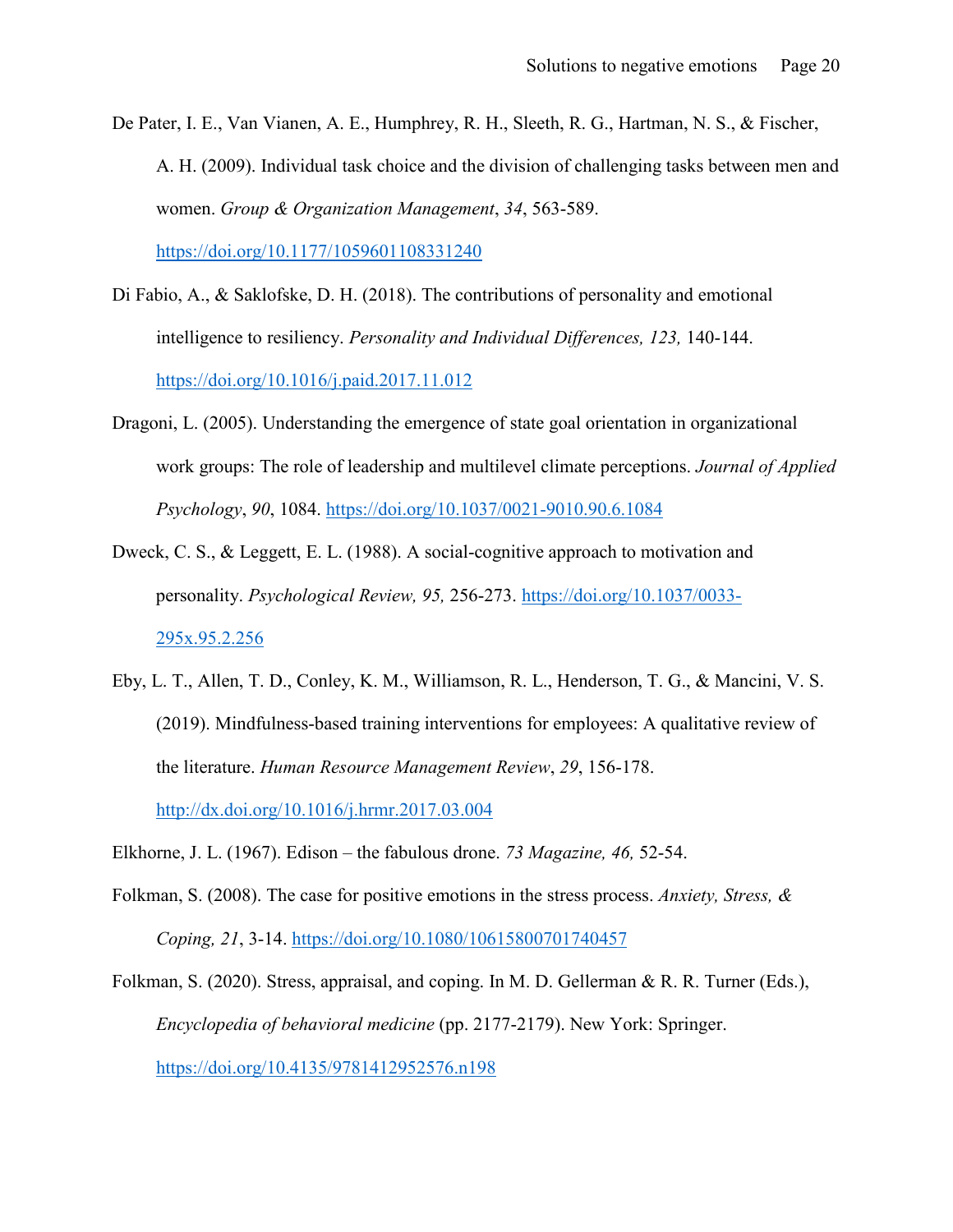De Pater, I. E., Van Vianen, A. E., Humphrey, R. H., Sleeth, R. G., Hartman, N. S., & Fischer, A. H. (2009). Individual task choice and the division of challenging tasks between men and women. *Group & Organization Management*, *34*, 563-589. https://doi.org/10.1177/1059601108331240

Di Fabio, A., & Saklofske, D. H. (2018). The contributions of personality and emotional intelligence to resiliency. *Personality and Individual Differences, 123,* 140-144. https://doi.org/10.1016/j.paid.2017.11.012

Dragoni, L. (2005). Understanding the emergence of state goal orientation in organizational work groups: The role of leadership and multilevel climate perceptions. *Journal of Applied Psychology*, *90*, 1084. https://doi.org/10.1037/0021-9010.90.6.1084

Dweck, C. S., & Leggett, E. L. (1988). A social-cognitive approach to motivation and personality. *Psychological Review, 95,* 256-273. https://doi.org/10.1037/0033-295x.95.2.256

Eby, L. T., Allen, T. D., Conley, K. M., Williamson, R. L., Henderson, T. G., & Mancini, V. S. (2019). Mindfulness-based training interventions for employees: A qualitative review of the literature. *Human Resource Management Review*, *29*, 156-178. http://dx.doi.org/10.1016/j.hrmr.2017.03.004

Elkhorne, J. L. (1967). Edison – the fabulous drone. *73 Magazine, 46,* 52-54.

Folkman, S. (2008). The case for positive emotions in the stress process. *Anxiety, Stress, & Coping, 21*, 3-14. https://doi.org/10.1080/10615800701740457

Folkman, S. (2020). Stress, appraisal, and coping. In M. D. Gellerman & R. R. Turner (Eds.), *Encyclopedia of behavioral medicine* (pp. 2177-2179). New York: Springer. https://doi.org/10.4135/9781412952576.n198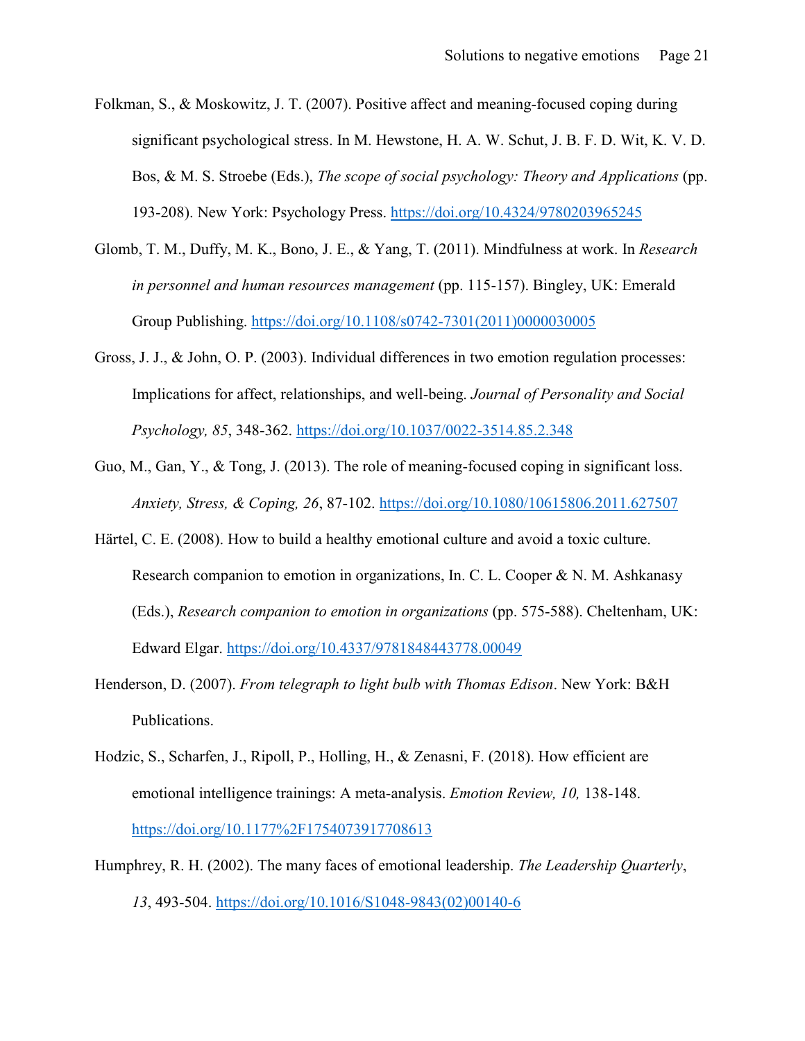Folkman, S., & Moskowitz, J. T. (2007). Positive affect and meaning-focused coping during significant psychological stress. In M. Hewstone, H. A. W. Schut, J. B. F. D. Wit, K. V. D. Bos, & M. S. Stroebe (Eds.), *The scope of social psychology: Theory and Applications* (pp. 193-208). New York: Psychology Press. https://doi.org/10.4324/9780203965245

Glomb, T. M., Duffy, M. K., Bono, J. E., & Yang, T. (2011). Mindfulness at work. In *Research in personnel and human resources management* (pp. 115-157). Bingley, UK: Emerald Group Publishing. https://doi.org/10.1108/s0742-7301(2011)0000030005

Gross, J. J., & John, O. P. (2003). Individual differences in two emotion regulation processes: Implications for affect, relationships, and well-being. *Journal of Personality and Social Psychology, 85*, 348-362. https://doi.org/10.1037/0022-3514.85.2.348

Guo, M., Gan, Y., & Tong, J. (2013). The role of meaning-focused coping in significant loss. *Anxiety, Stress, & Coping, 26*, 87-102. https://doi.org/10.1080/10615806.2011.627507

Härtel, C. E. (2008). How to build a healthy emotional culture and avoid a toxic culture. Research companion to emotion in organizations, In. C. L. Cooper & N. M. Ashkanasy (Eds.), *Research companion to emotion in organizations* (pp. 575-588). Cheltenham, UK: Edward Elgar. https://doi.org/10.4337/9781848443778.00049

Henderson, D. (2007). *From telegraph to light bulb with Thomas Edison*. New York: B&H Publications.

Hodzic, S., Scharfen, J., Ripoll, P., Holling, H., & Zenasni, F. (2018). How efficient are emotional intelligence trainings: A meta-analysis. *Emotion Review, 10,* 138-148. https://doi.org/10.1177%2F1754073917708613

Humphrey, R. H. (2002). The many faces of emotional leadership. *The Leadership Quarterly*, *13*, 493-504. https://doi.org/10.1016/S1048-9843(02)00140-6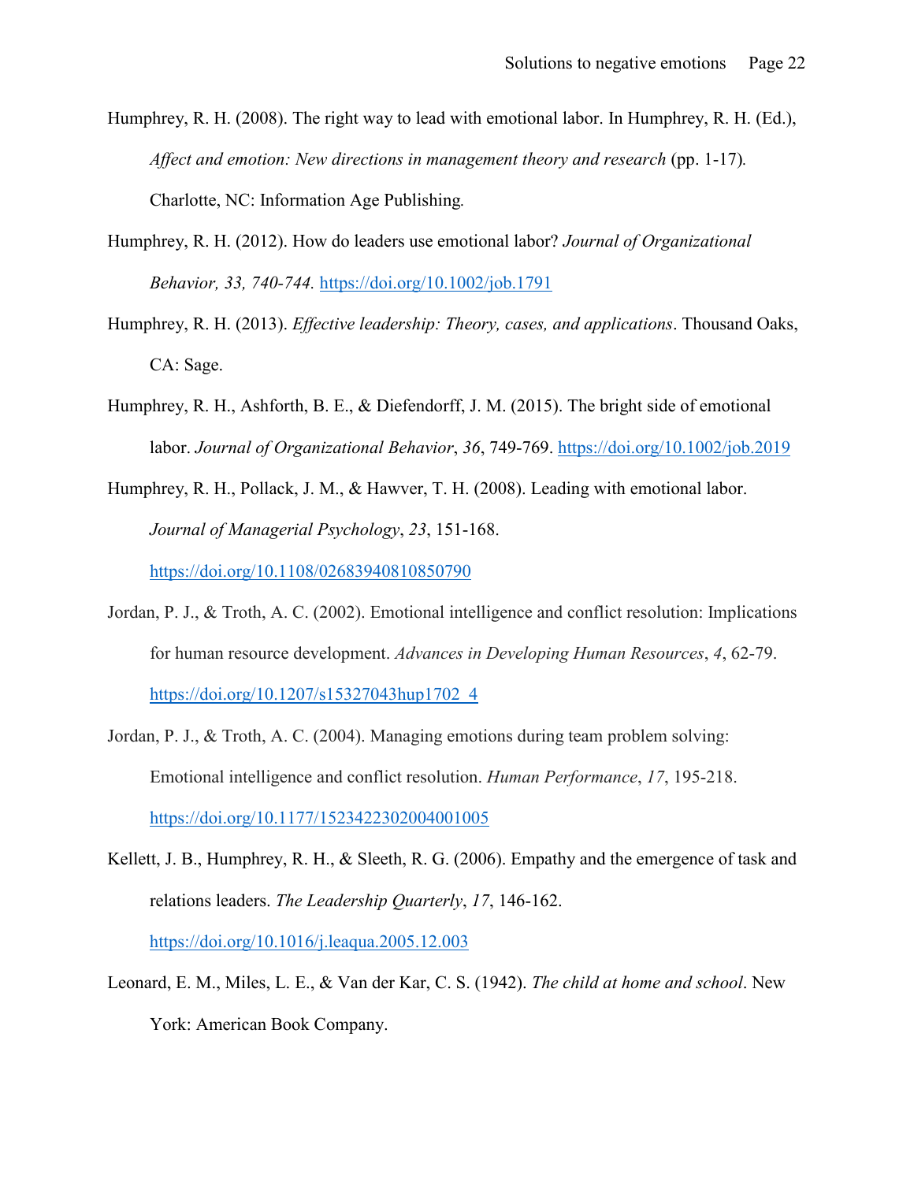Humphrey, R. H. (2008). The right way to lead with emotional labor. In Humphrey, R. H. (Ed.), *Affect and emotion: New directions in management theory and research* (pp. 1-17). Charlotte, NC: Information Age Publishing.

Humphrey, R. H. (2012). How do leaders use emotional labor? *Journal of Organizational Behavior, 33, 740-744.* https://doi.org/10.1002/job.1791

Humphrey, R. H. (2013). *Effective leadership: Theory, cases, and applications*. Thousand Oaks, CA: Sage.

Humphrey, R. H., Ashforth, B. E., & Diefendorff, J. M. (2015). The bright side of emotional labor. *Journal of Organizational Behavior*, *36*, 749-769. https://doi.org/10.1002/job.2019

Humphrey, R. H., Pollack, J. M., & Hawver, T. H. (2008). Leading with emotional labor. *Journal of Managerial Psychology*, *23*, 151-168. https://doi.org/10.1108/02683940810850790

Jordan, P. J., & Troth, A. C. (2002). Emotional intelligence and conflict resolution: Implications for human resource development. *Advances in Developing Human Resources*, *4*, 62-79. https://doi.org/10.1207/s15327043hup1702_4

Jordan, P. J., & Troth, A. C. (2004). Managing emotions during team problem solving: Emotional intelligence and conflict resolution. *Human Performance*, *17*, 195-218. https://doi.org/10.1177/1523422302004001005

Kellett, J. B., Humphrey, R. H., & Sleeth, R. G. (2006). Empathy and the emergence of task and relations leaders. *The Leadership Quarterly*, *17*, 146-162. https://doi.org/10.1016/j.leaqua.2005.12.003

Leonard, E. M., Miles, L. E., & Van der Kar, C. S. (1942). *The child at home and school*. New York: American Book Company.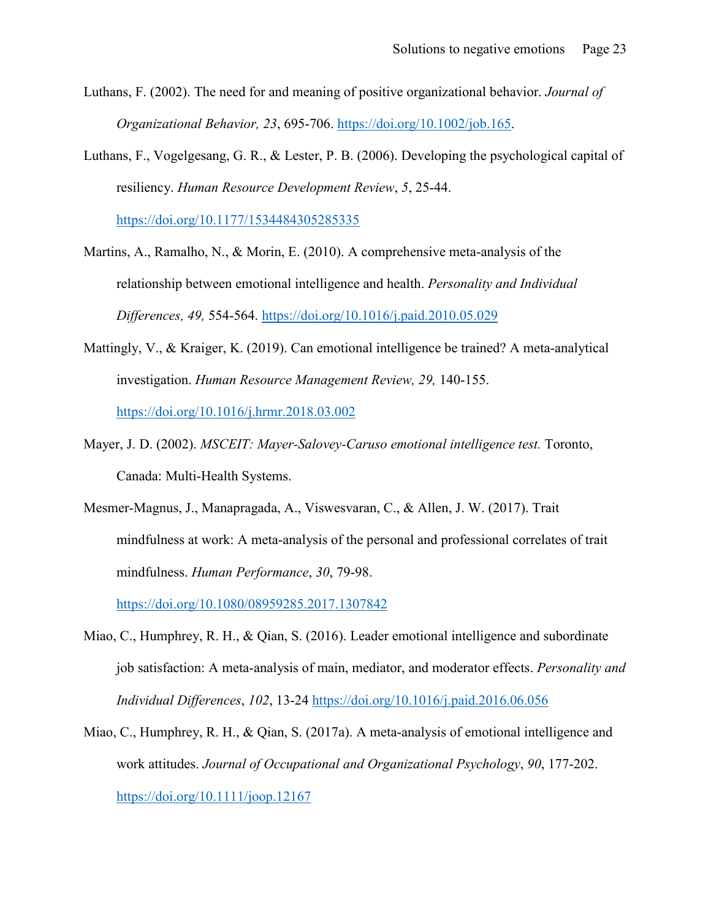Luthans, F. (2002). The need for and meaning of positive organizational behavior. *Journal of Organizational Behavior, 23*, 695-706. https://doi.org/10.1002/job.165.

Luthans, F., Vogelgesang, G. R., & Lester, P. B. (2006). Developing the psychological capital of resiliency. *Human Resource Development Review*, *5*, 25-44. https://doi.org/10.1177/1534484305285335

Martins, A., Ramalho, N., & Morin, E. (2010). A comprehensive meta-analysis of the relationship between emotional intelligence and health. *Personality and Individual Differences, 49,* 554-564. https://doi.org/10.1016/j.paid.2010.05.029

Mattingly, V., & Kraiger, K. (2019). Can emotional intelligence be trained? A meta-analytical investigation. *Human Resource Management Review, 29,* 140-155. https://doi.org/10.1016/j.hrmr.2018.03.002

Mayer, J. D. (2002). *MSCEIT: Mayer-Salovey-Caruso emotional intelligence test.* Toronto, Canada: Multi-Health Systems.

Mesmer-Magnus, J., Manapragada, A., Viswesvaran, C., & Allen, J. W. (2017). Trait mindfulness at work: A meta-analysis of the personal and professional correlates of trait mindfulness. *Human Performance*, *30*, 79-98. https://doi.org/10.1080/08959285.2017.1307842

Miao, C., Humphrey, R. H., & Qian, S. (2016). Leader emotional intelligence and subordinate job satisfaction: A meta-analysis of main, mediator, and moderator effects. *Personality and Individual Differences*, *102*, 13-24 https://doi.org/10.1016/j.paid.2016.06.056

Miao, C., Humphrey, R. H., & Qian, S. (2017a). A meta-analysis of emotional intelligence and work attitudes. *Journal of Occupational and Organizational Psychology*, *90*, 177-202. https://doi.org/10.1111/joop.12167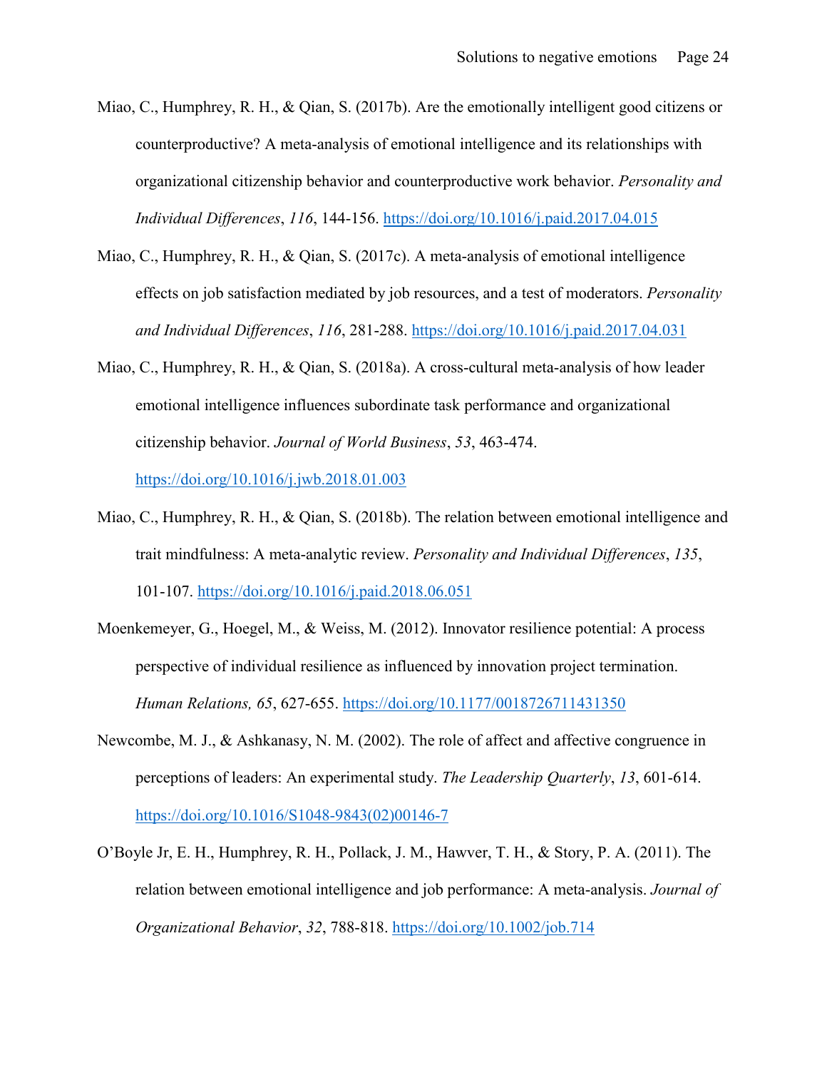Miao, C., Humphrey, R. H., & Qian, S. (2017b). Are the emotionally intelligent good citizens or counterproductive? A meta-analysis of emotional intelligence and its relationships with organizational citizenship behavior and counterproductive work behavior. *Personality and Individual Differences*, *116*, 144-156. https://doi.org/10.1016/j.paid.2017.04.015

Miao, C., Humphrey, R. H., & Qian, S. (2017c). A meta-analysis of emotional intelligence effects on job satisfaction mediated by job resources, and a test of moderators. *Personality and Individual Differences*, *116*, 281-288. https://doi.org/10.1016/j.paid.2017.04.031

Miao, C., Humphrey, R. H., & Qian, S. (2018a). A cross-cultural meta-analysis of how leader emotional intelligence influences subordinate task performance and organizational citizenship behavior. *Journal of World Business*, *53*, 463-474. https://doi.org/10.1016/j.jwb.2018.01.003

Miao, C., Humphrey, R. H., & Qian, S. (2018b). The relation between emotional intelligence and trait mindfulness: A meta-analytic review. *Personality and Individual Differences*, *135*, 101-107. https://doi.org/10.1016/j.paid.2018.06.051

Moenkemeyer, G., Hoegel, M., & Weiss, M. (2012). Innovator resilience potential: A process perspective of individual resilience as influenced by innovation project termination. *Human Relations, 65*, 627-655. https://doi.org/10.1177/0018726711431350

Newcombe, M. J., & Ashkanasy, N. M. (2002). The role of affect and affective congruence in perceptions of leaders: An experimental study. *The Leadership Quarterly*, *13*, 601-614. https://doi.org/10.1016/S1048-9843(02)00146-7

O'Boyle Jr, E. H., Humphrey, R. H., Pollack, J. M., Hawver, T. H., & Story, P. A. (2011). The relation between emotional intelligence and job performance: A meta-analysis. *Journal of Organizational Behavior*, *32*, 788-818. https://doi.org/10.1002/job.714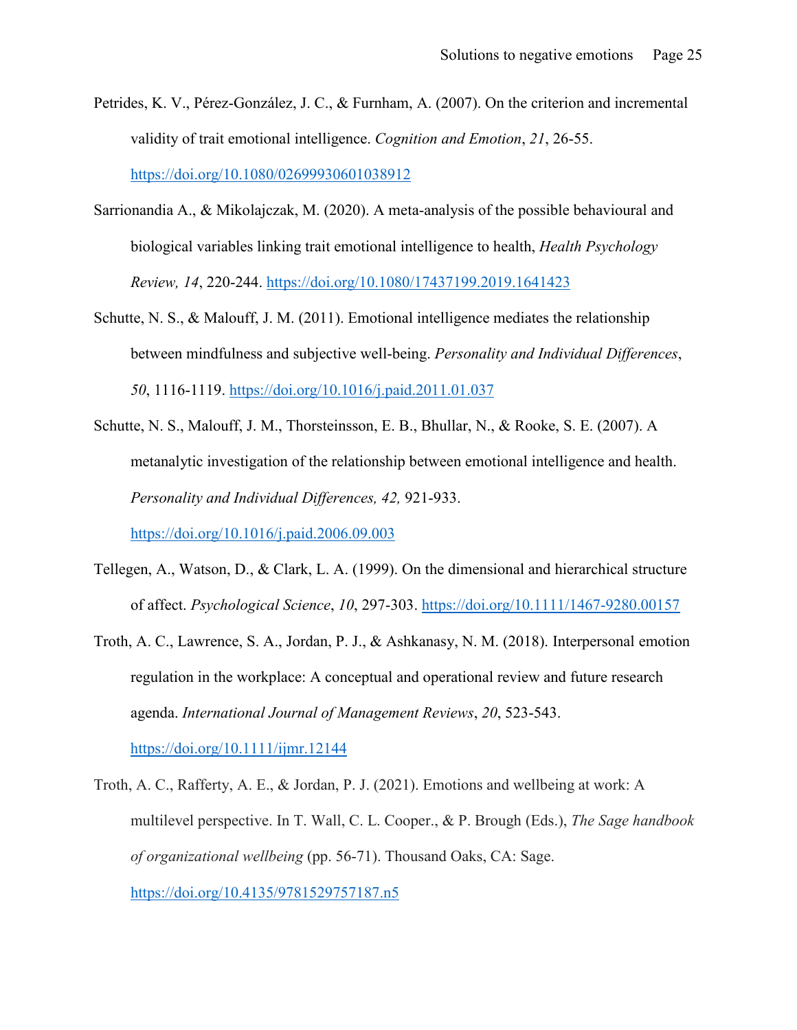Petrides, K. V., Pérez-González, J. C., & Furnham, A. (2007). On the criterion and incremental validity of trait emotional intelligence. *Cognition and Emotion*, *21*, 26-55. https://doi.org/10.1080/02699930601038912

Sarrionandia A., & Mikolajczak, M. (2020). A meta-analysis of the possible behavioural and biological variables linking trait emotional intelligence to health, *Health Psychology Review, 14*, 220-244. https://doi.org/10.1080/17437199.2019.1641423

Schutte, N. S., & Malouff, J. M. (2011). Emotional intelligence mediates the relationship between mindfulness and subjective well-being. *Personality and Individual Differences*, *50*, 1116-1119. https://doi.org/10.1016/j.paid.2011.01.037

Schutte, N. S., Malouff, J. M., Thorsteinsson, E. B., Bhullar, N., & Rooke, S. E. (2007). A metanalytic investigation of the relationship between emotional intelligence and health. *Personality and Individual Differences, 42,* 921-933. https://doi.org/10.1016/j.paid.2006.09.003

Tellegen, A., Watson, D., & Clark, L. A. (1999). On the dimensional and hierarchical structure of affect. *Psychological Science*, *10*, 297-303. https://doi.org/10.1111/1467-9280.00157

Troth, A. C., Lawrence, S. A., Jordan, P. J., & Ashkanasy, N. M. (2018). Interpersonal emotion regulation in the workplace: A conceptual and operational review and future research agenda. *International Journal of Management Reviews*, *20*, 523-543. https://doi.org/10.1111/ijmr.12144

Troth, A. C., Rafferty, A. E., & Jordan, P. J. (2021). Emotions and wellbeing at work: A multilevel perspective. In T. Wall, C. L. Cooper., & P. Brough (Eds.), *The Sage handbook of organizational wellbeing* (pp. 56-71). Thousand Oaks, CA: Sage. https://doi.org/10.4135/9781529757187.n5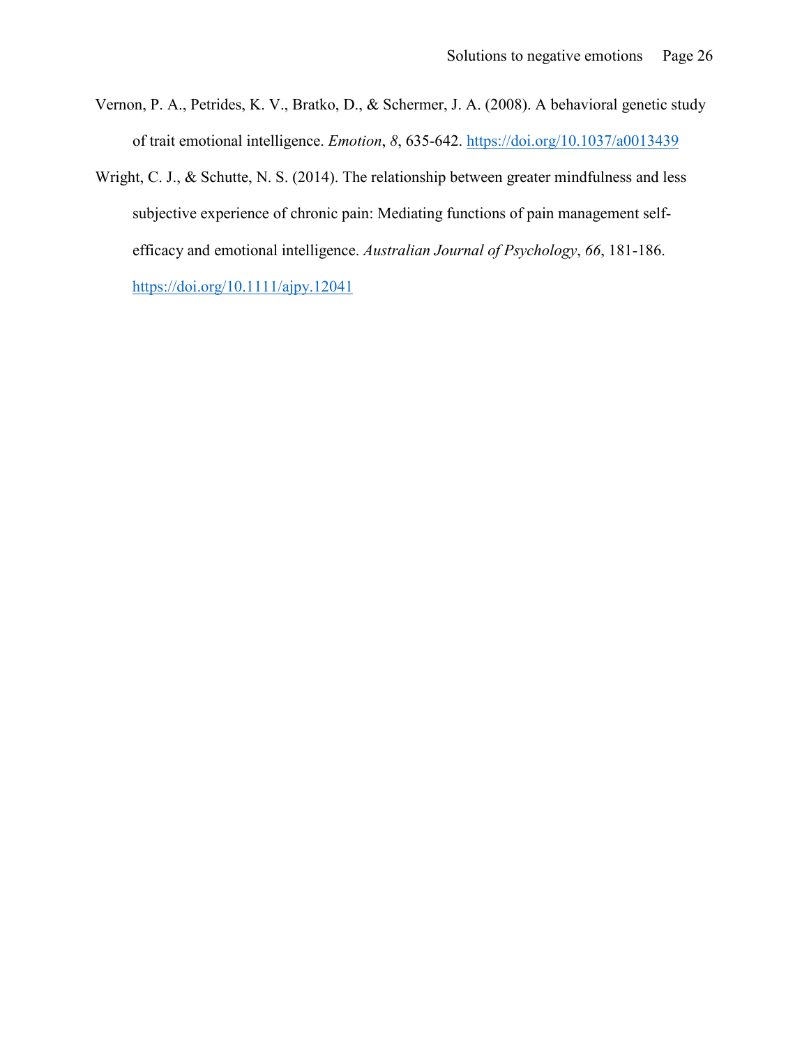Vernon, P. A., Petrides, K. V., Bratko, D., & Schermer, J. A. (2008). A behavioral genetic study of trait emotional intelligence. *Emotion*, *8*, 635-642. https://doi.org/10.1037/a0013439

Wright, C. J., & Schutte, N. S. (2014). The relationship between greater mindfulness and less subjective experience of chronic pain: Mediating functions of pain management self-efficacy and emotional intelligence. *Australian Journal of Psychology*, *66*, 181-186. https://doi.org/10.1111/ajpy.12041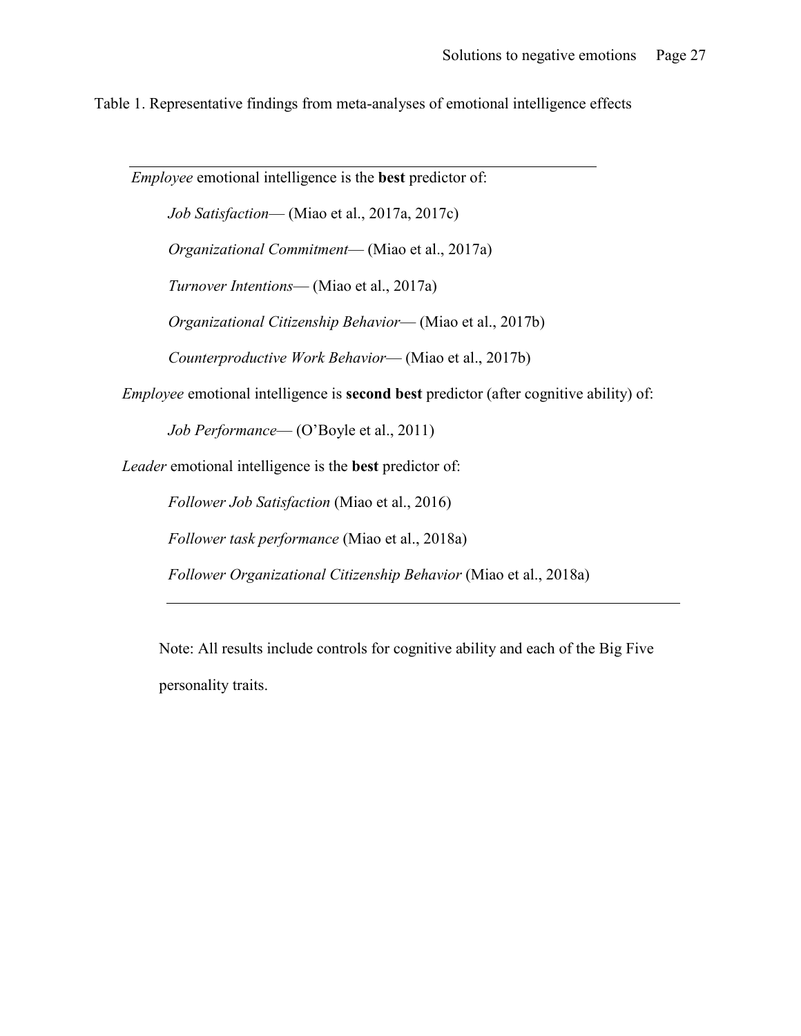Table 1. Representative findings from meta-analyses of emotional intelligence effects

*Employee* emotional intelligence is the **best** predictor of:

- *Job Satisfaction*— (Miao et al., 2017a, 2017c)
- *Organizational Commitment*— (Miao et al., 2017a)
- *Turnover Intentions*— (Miao et al., 2017a)
- *Organizational Citizenship Behavior*— (Miao et al., 2017b)
- *Counterproductive Work Behavior*— (Miao et al., 2017b)

*Employee* emotional intelligence is **second best** predictor (after cognitive ability) of:

- *Job Performance*— (O'Boyle et al., 2011)

*Leader* emotional intelligence is the **best** predictor of:

- *Follower Job Satisfaction* (Miao et al., 2016)
- *Follower task performance* (Miao et al., 2018a)
- *Follower Organizational Citizenship Behavior* (Miao et al., 2018a)

Note: All results include controls for cognitive ability and each of the Big Five personality traits.